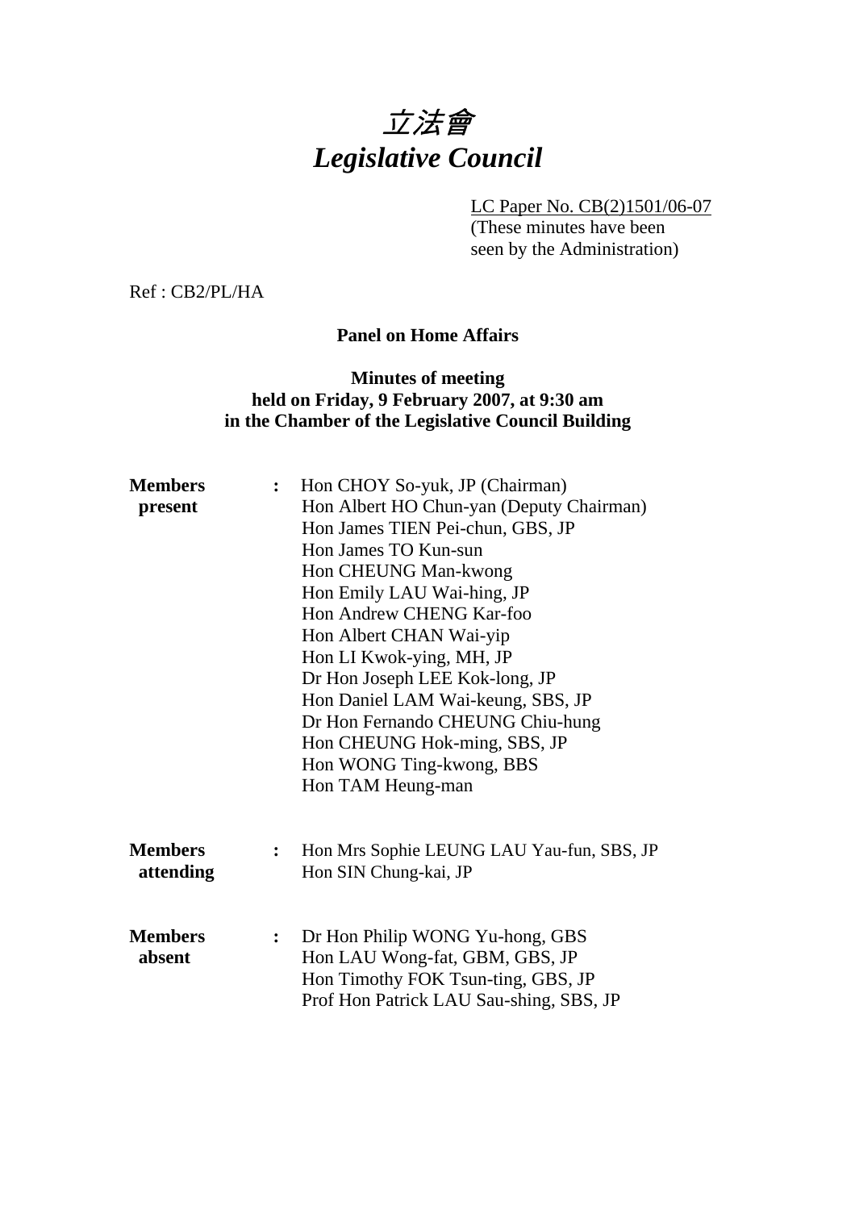# 立法會
# *Legislative Council*

LC Paper No. CB(2)1501/06-07
(These minutes have been seen by the Administration)

Ref : CB2/PL/HA

**Panel on Home Affairs**

**Minutes of meeting**
**held on Friday, 9 February 2007, at 9:30 am**
**in the Chamber of the Legislative Council Building**

**Members present** :
Hon CHOY So-yuk, JP (Chairman)
Hon Albert HO Chun-yan (Deputy Chairman)
Hon James TIEN Pei-chun, GBS, JP
Hon James TO Kun-sun
Hon CHEUNG Man-kwong
Hon Emily LAU Wai-hing, JP
Hon Andrew CHENG Kar-foo
Hon Albert CHAN Wai-yip
Hon LI Kwok-ying, MH, JP
Dr Hon Joseph LEE Kok-long, JP
Hon Daniel LAM Wai-keung, SBS, JP
Dr Hon Fernando CHEUNG Chiu-hung
Hon CHEUNG Hok-ming, SBS, JP
Hon WONG Ting-kwong, BBS
Hon TAM Heung-man

**Members attending** :
Hon Mrs Sophie LEUNG LAU Yau-fun, SBS, JP
Hon SIN Chung-kai, JP

**Members absent** :
Dr Hon Philip WONG Yu-hong, GBS
Hon LAU Wong-fat, GBM, GBS, JP
Hon Timothy FOK Tsun-ting, GBS, JP
Prof Hon Patrick LAU Sau-shing, SBS, JP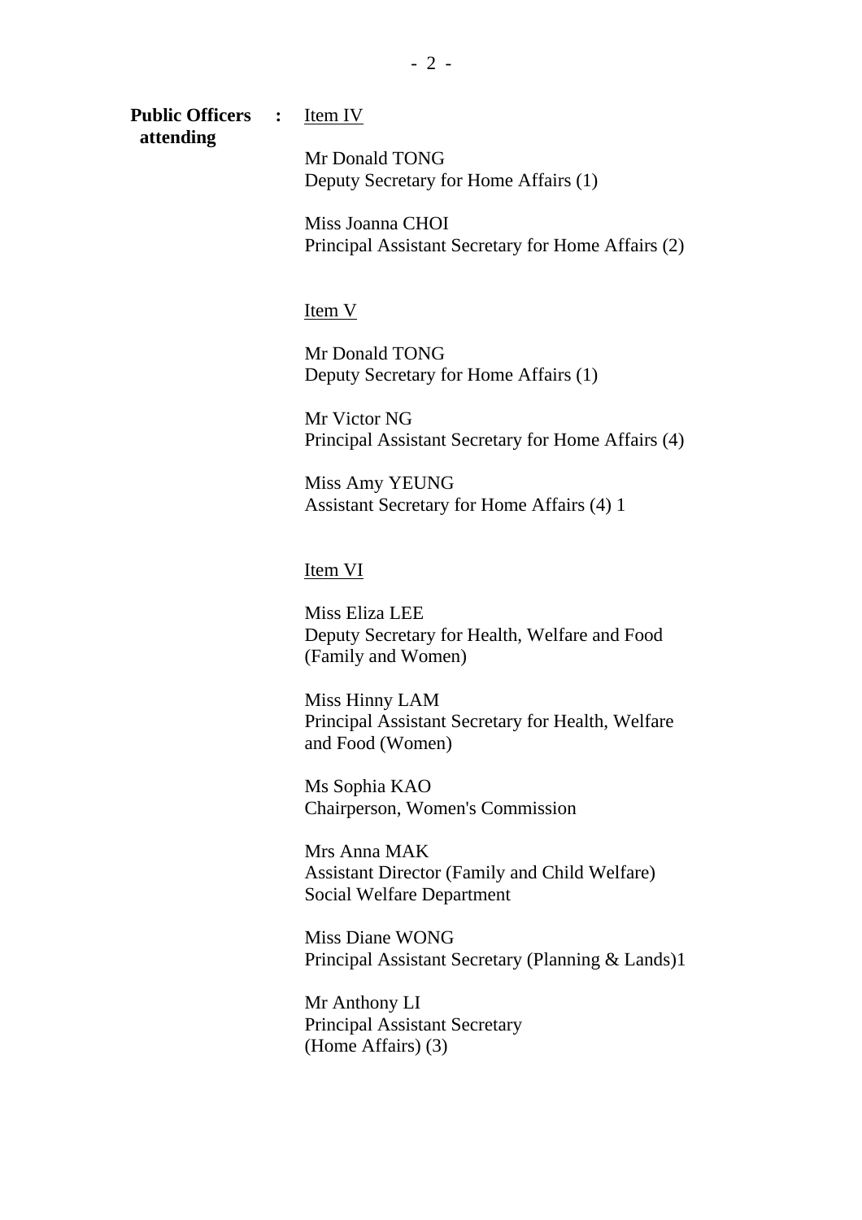**Public Officers attending** : Item IV

Mr Donald TONG
Deputy Secretary for Home Affairs (1)

Miss Joanna CHOI
Principal Assistant Secretary for Home Affairs (2)

Item V

Mr Donald TONG
Deputy Secretary for Home Affairs (1)

Mr Victor NG
Principal Assistant Secretary for Home Affairs (4)

Miss Amy YEUNG
Assistant Secretary for Home Affairs (4) 1

Item VI

Miss Eliza LEE
Deputy Secretary for Health, Welfare and Food (Family and Women)

Miss Hinny LAM
Principal Assistant Secretary for Health, Welfare and Food (Women)

Ms Sophia KAO
Chairperson, Women's Commission

Mrs Anna MAK
Assistant Director (Family and Child Welfare)
Social Welfare Department

Miss Diane WONG
Principal Assistant Secretary (Planning & Lands)1

Mr Anthony LI
Principal Assistant Secretary
(Home Affairs) (3)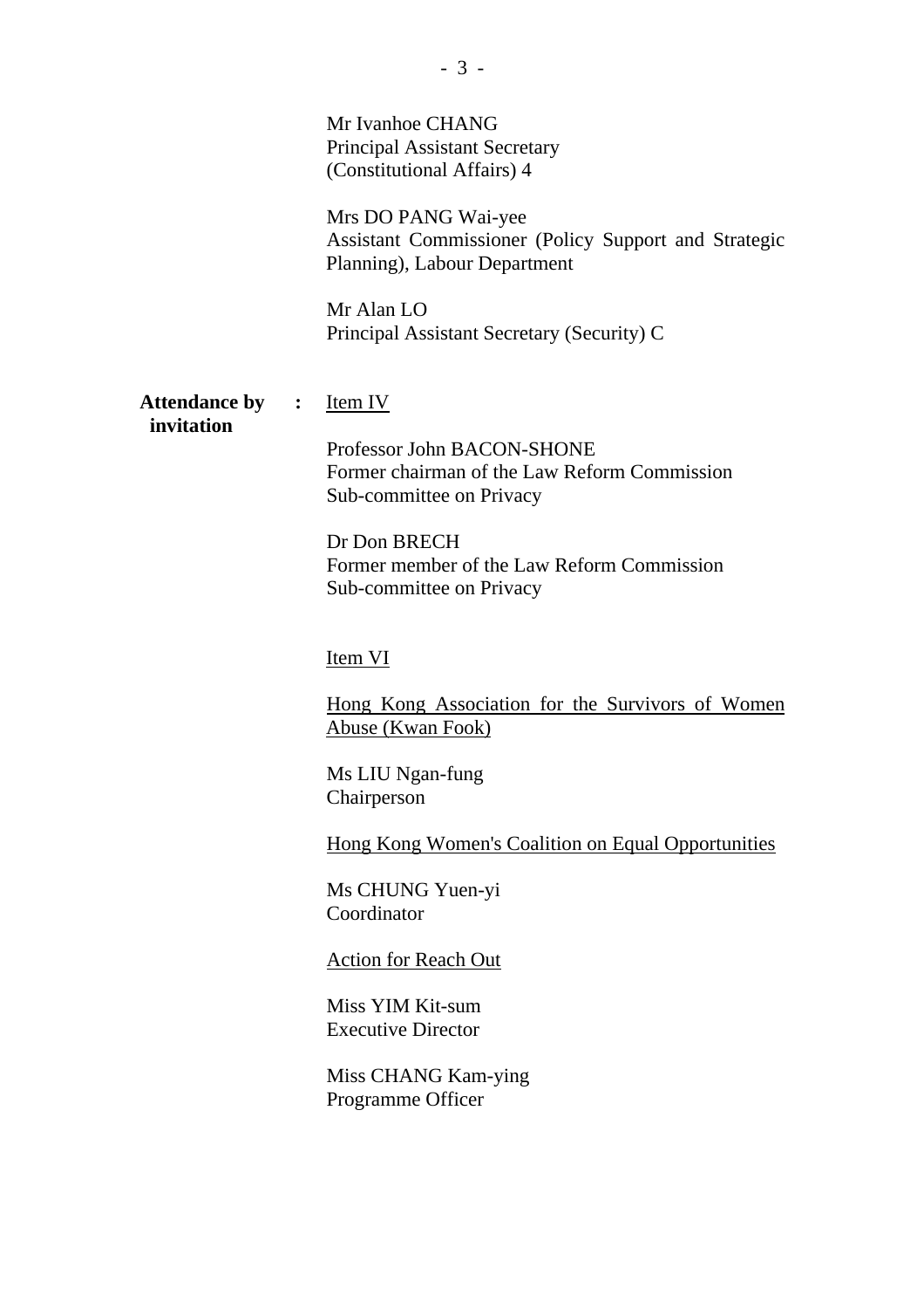Mr Ivanhoe CHANG
Principal Assistant Secretary (Constitutional Affairs) 4

Mrs DO PANG Wai-yee
Assistant Commissioner (Policy Support and Strategic Planning), Labour Department

Mr Alan LO
Principal Assistant Secretary (Security) C

**Attendance by invitation** : Item IV

Professor John BACON-SHONE
Former chairman of the Law Reform Commission Sub-committee on Privacy

Dr Don BRECH
Former member of the Law Reform Commission Sub-committee on Privacy

Item VI

Hong Kong Association for the Survivors of Women Abuse (Kwan Fook)

Ms LIU Ngan-fung
Chairperson

Hong Kong Women's Coalition on Equal Opportunities

Ms CHUNG Yuen-yi
Coordinator

Action for Reach Out

Miss YIM Kit-sum
Executive Director

Miss CHANG Kam-ying
Programme Officer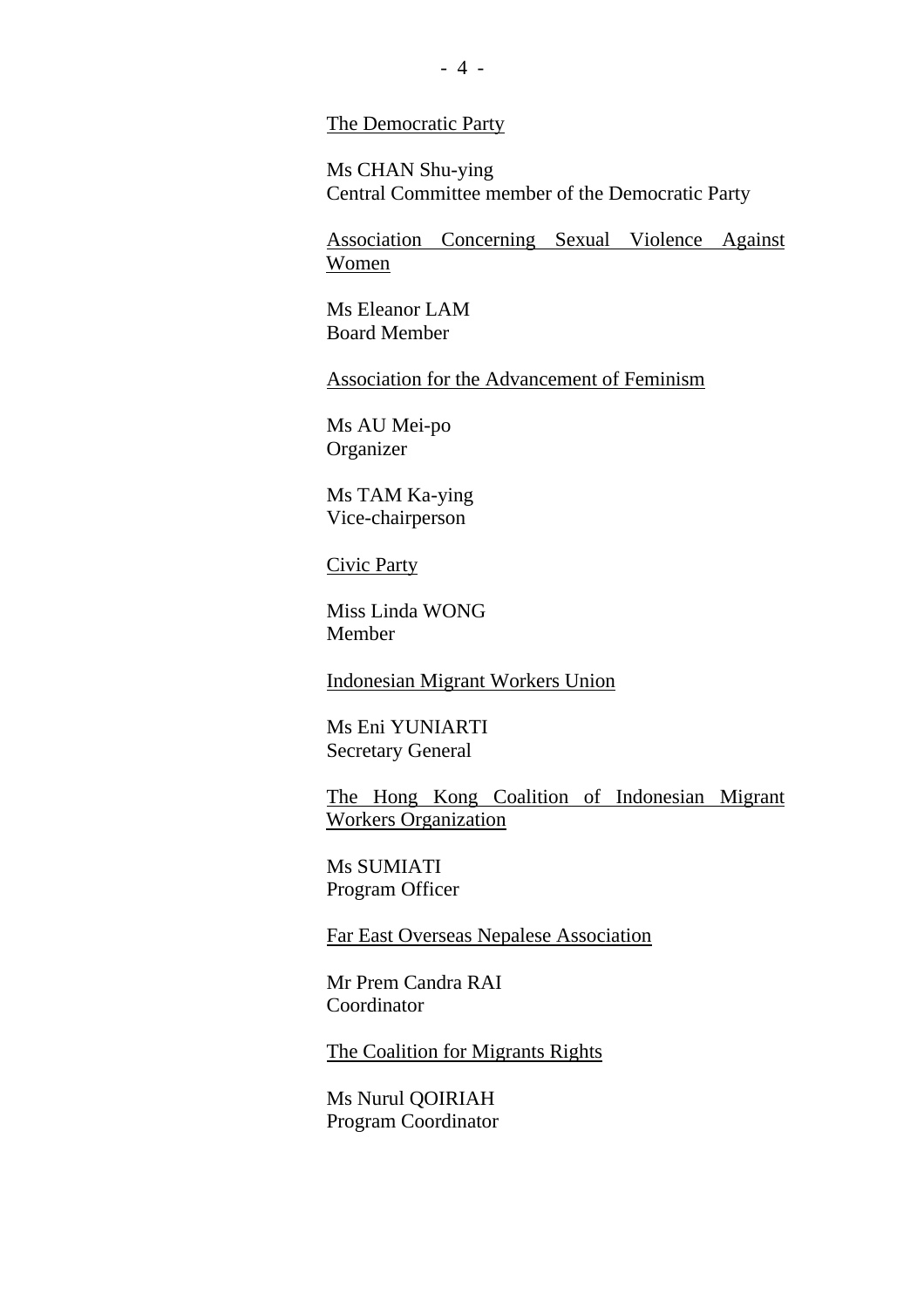<u>The Democratic Party</u>

Ms CHAN Shu-ying
Central Committee member of the Democratic Party

<u>Association Concerning Sexual Violence Against Women</u>

Ms Eleanor LAM
Board Member

<u>Association for the Advancement of Feminism</u>

Ms AU Mei-po
Organizer

Ms TAM Ka-ying
Vice-chairperson

<u>Civic Party</u>

Miss Linda WONG
Member

<u>Indonesian Migrant Workers Union</u>

Ms Eni YUNIARTI
Secretary General

<u>The Hong Kong Coalition of Indonesian Migrant Workers Organization</u>

Ms SUMIATI
Program Officer

<u>Far East Overseas Nepalese Association</u>

Mr Prem Candra RAI
Coordinator

<u>The Coalition for Migrants Rights</u>

Ms Nurul QOIRIAH
Program Coordinator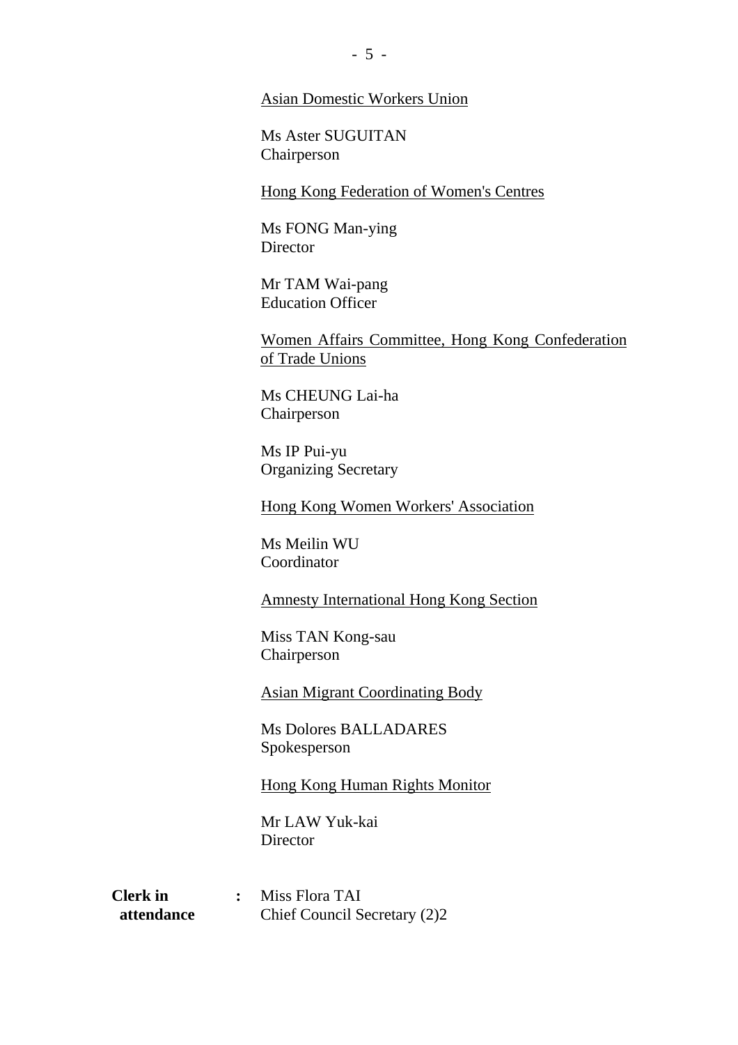Asian Domestic Workers Union

Ms Aster SUGUITAN
Chairperson

Hong Kong Federation of Women's Centres

Ms FONG Man-ying
Director

Mr TAM Wai-pang
Education Officer

Women Affairs Committee, Hong Kong Confederation of Trade Unions

Ms CHEUNG Lai-ha
Chairperson

Ms IP Pui-yu
Organizing Secretary

Hong Kong Women Workers' Association

Ms Meilin WU
Coordinator

Amnesty International Hong Kong Section

Miss TAN Kong-sau
Chairperson

Asian Migrant Coordinating Body

Ms Dolores BALLADARES
Spokesperson

Hong Kong Human Rights Monitor

Mr LAW Yuk-kai
Director

**Clerk in attendance** : Miss Flora TAI
Chief Council Secretary (2)2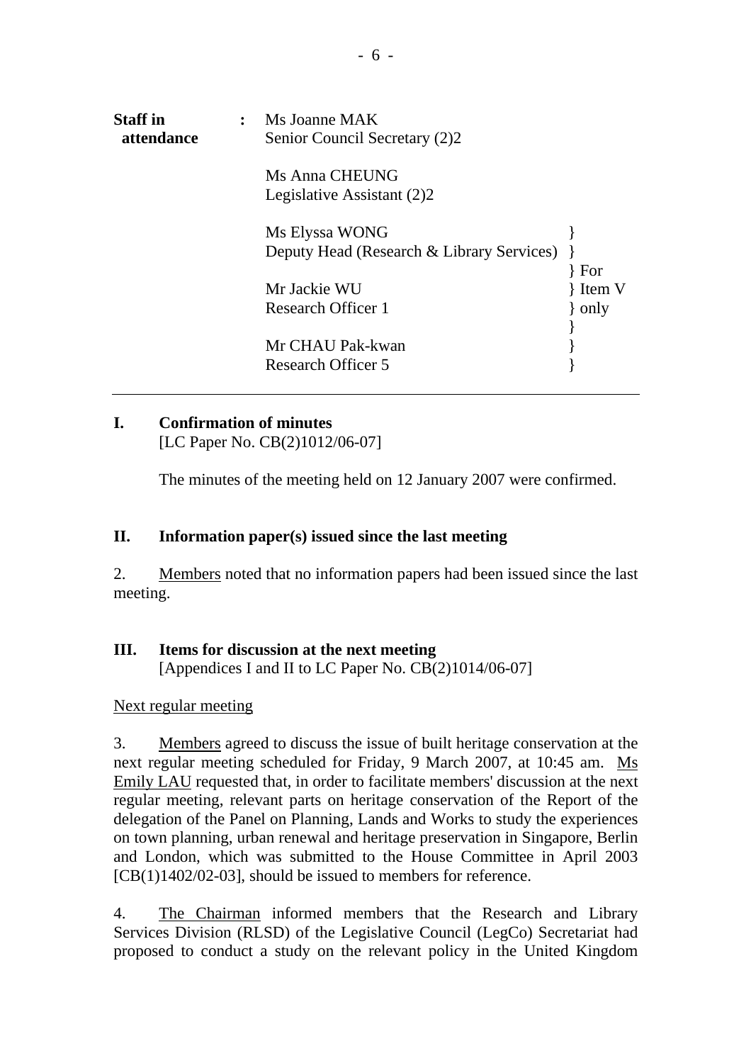| **Staff in attendance** | : | Ms Joanne MAK<br>Senior Council Secretary (2)2 | |
|---|---|---|---|
| | | Ms Anna CHEUNG<br>Legislative Assistant (2)2 | |
| | | Ms Elyssa WONG<br>Deputy Head (Research & Library Services) | } For |
| | | Mr Jackie WU<br>Research Officer 1 | } Item V |
| | | Mr CHAU Pak-kwan<br>Research Officer 5 | } only |

---

## I. Confirmation of minutes

[LC Paper No. CB(2)1012/06-07]

The minutes of the meeting held on 12 January 2007 were confirmed.

## II. Information paper(s) issued since the last meeting

2. Members noted that no information papers had been issued since the last meeting.

## III. Items for discussion at the next meeting

[Appendices I and II to LC Paper No. CB(2)1014/06-07]

Next regular meeting

3. Members agreed to discuss the issue of built heritage conservation at the next regular meeting scheduled for Friday, 9 March 2007, at 10:45 am. Ms Emily LAU requested that, in order to facilitate members' discussion at the next regular meeting, relevant parts on heritage conservation of the Report of the delegation of the Panel on Planning, Lands and Works to study the experiences on town planning, urban renewal and heritage preservation in Singapore, Berlin and London, which was submitted to the House Committee in April 2003 [CB(1)1402/02-03], should be issued to members for reference.

4. The Chairman informed members that the Research and Library Services Division (RLSD) of the Legislative Council (LegCo) Secretariat had proposed to conduct a study on the relevant policy in the United Kingdom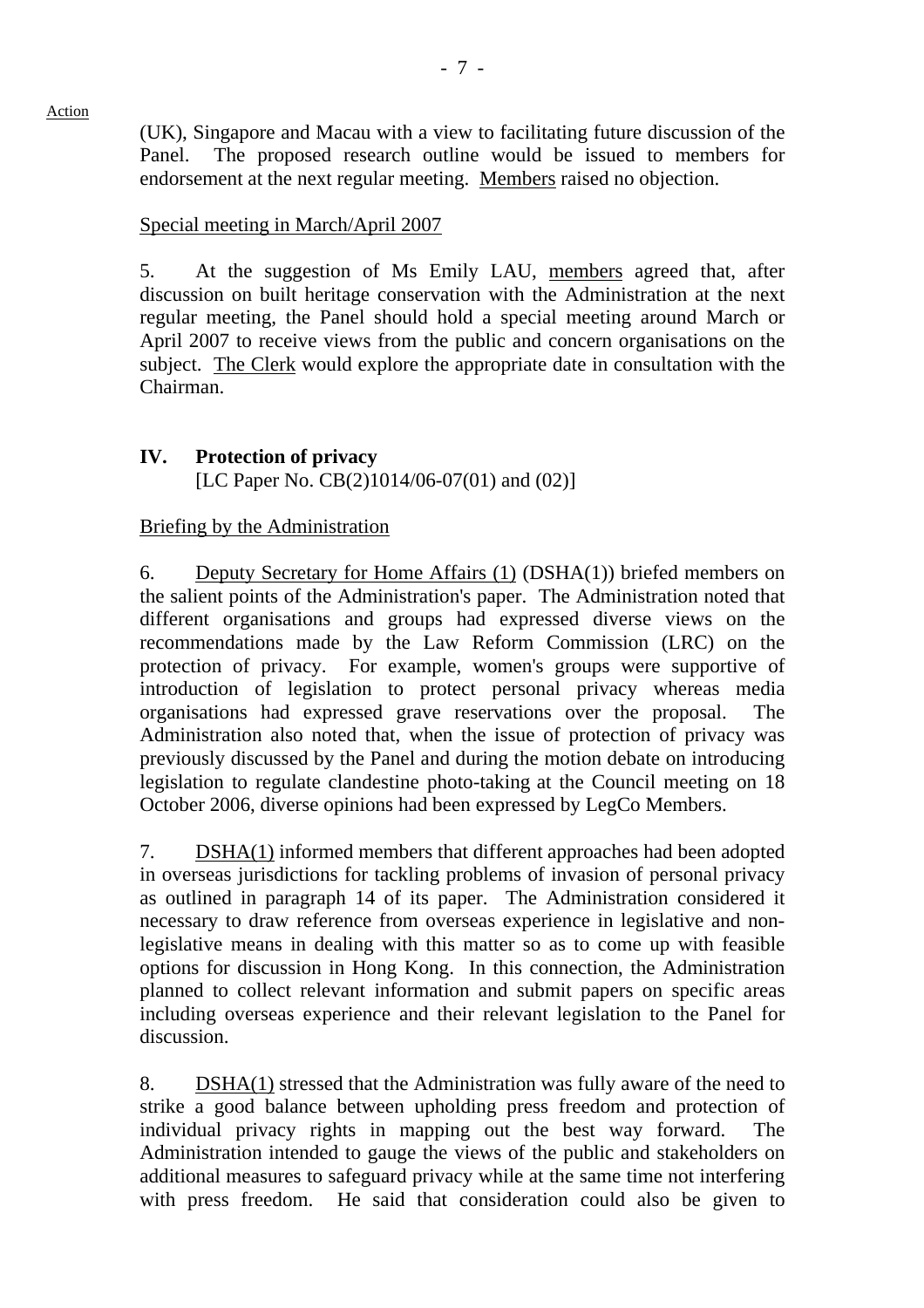Action

(UK), Singapore and Macau with a view to facilitating future discussion of the Panel. The proposed research outline would be issued to members for endorsement at the next regular meeting. Members raised no objection.

Special meeting in March/April 2007

5. At the suggestion of Ms Emily LAU, members agreed that, after discussion on built heritage conservation with the Administration at the next regular meeting, the Panel should hold a special meeting around March or April 2007 to receive views from the public and concern organisations on the subject. The Clerk would explore the appropriate date in consultation with the Chairman.

## IV. Protection of privacy

[LC Paper No. CB(2)1014/06-07(01) and (02)]

Briefing by the Administration

6. Deputy Secretary for Home Affairs (1) (DSHA(1)) briefed members on the salient points of the Administration's paper. The Administration noted that different organisations and groups had expressed diverse views on the recommendations made by the Law Reform Commission (LRC) on the protection of privacy. For example, women's groups were supportive of introduction of legislation to protect personal privacy whereas media organisations had expressed grave reservations over the proposal. The Administration also noted that, when the issue of protection of privacy was previously discussed by the Panel and during the motion debate on introducing legislation to regulate clandestine photo-taking at the Council meeting on 18 October 2006, diverse opinions had been expressed by LegCo Members.

7. DSHA(1) informed members that different approaches had been adopted in overseas jurisdictions for tackling problems of invasion of personal privacy as outlined in paragraph 14 of its paper. The Administration considered it necessary to draw reference from overseas experience in legislative and non-legislative means in dealing with this matter so as to come up with feasible options for discussion in Hong Kong. In this connection, the Administration planned to collect relevant information and submit papers on specific areas including overseas experience and their relevant legislation to the Panel for discussion.

8. DSHA(1) stressed that the Administration was fully aware of the need to strike a good balance between upholding press freedom and protection of individual privacy rights in mapping out the best way forward. The Administration intended to gauge the views of the public and stakeholders on additional measures to safeguard privacy while at the same time not interfering with press freedom. He said that consideration could also be given to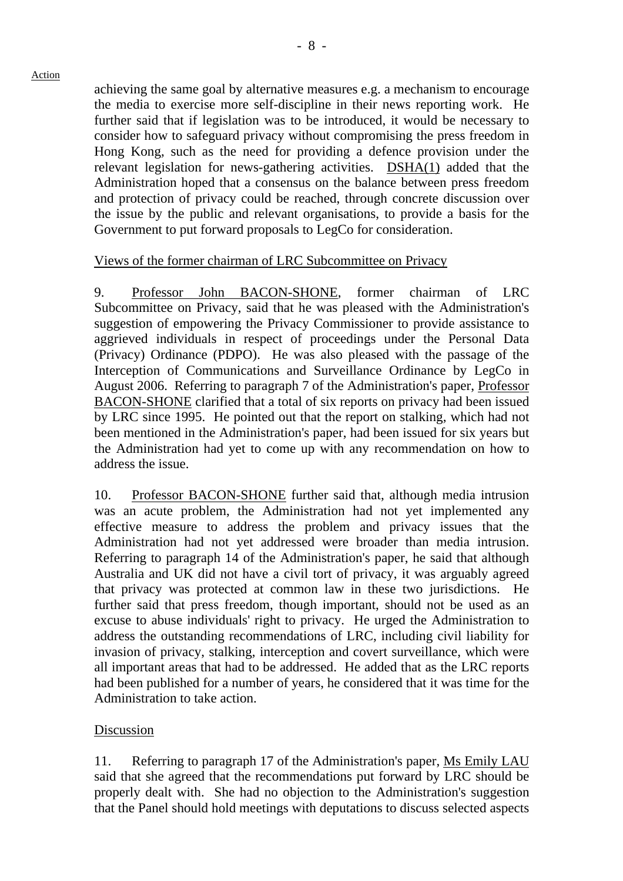achieving the same goal by alternative measures e.g. a mechanism to encourage the media to exercise more self-discipline in their news reporting work. He further said that if legislation was to be introduced, it would be necessary to consider how to safeguard privacy without compromising the press freedom in Hong Kong, such as the need for providing a defence provision under the relevant legislation for news-gathering activities. DSHA(1) added that the Administration hoped that a consensus on the balance between press freedom and protection of privacy could be reached, through concrete discussion over the issue by the public and relevant organisations, to provide a basis for the Government to put forward proposals to LegCo for consideration.

Views of the former chairman of LRC Subcommittee on Privacy

9. Professor John BACON-SHONE, former chairman of LRC Subcommittee on Privacy, said that he was pleased with the Administration's suggestion of empowering the Privacy Commissioner to provide assistance to aggrieved individuals in respect of proceedings under the Personal Data (Privacy) Ordinance (PDPO). He was also pleased with the passage of the Interception of Communications and Surveillance Ordinance by LegCo in August 2006. Referring to paragraph 7 of the Administration's paper, Professor BACON-SHONE clarified that a total of six reports on privacy had been issued by LRC since 1995. He pointed out that the report on stalking, which had not been mentioned in the Administration's paper, had been issued for six years but the Administration had yet to come up with any recommendation on how to address the issue.

10. Professor BACON-SHONE further said that, although media intrusion was an acute problem, the Administration had not yet implemented any effective measure to address the problem and privacy issues that the Administration had not yet addressed were broader than media intrusion. Referring to paragraph 14 of the Administration's paper, he said that although Australia and UK did not have a civil tort of privacy, it was arguably agreed that privacy was protected at common law in these two jurisdictions. He further said that press freedom, though important, should not be used as an excuse to abuse individuals' right to privacy. He urged the Administration to address the outstanding recommendations of LRC, including civil liability for invasion of privacy, stalking, interception and covert surveillance, which were all important areas that had to be addressed. He added that as the LRC reports had been published for a number of years, he considered that it was time for the Administration to take action.

Discussion

11. Referring to paragraph 17 of the Administration's paper, Ms Emily LAU said that she agreed that the recommendations put forward by LRC should be properly dealt with. She had no objection to the Administration's suggestion that the Panel should hold meetings with deputations to discuss selected aspects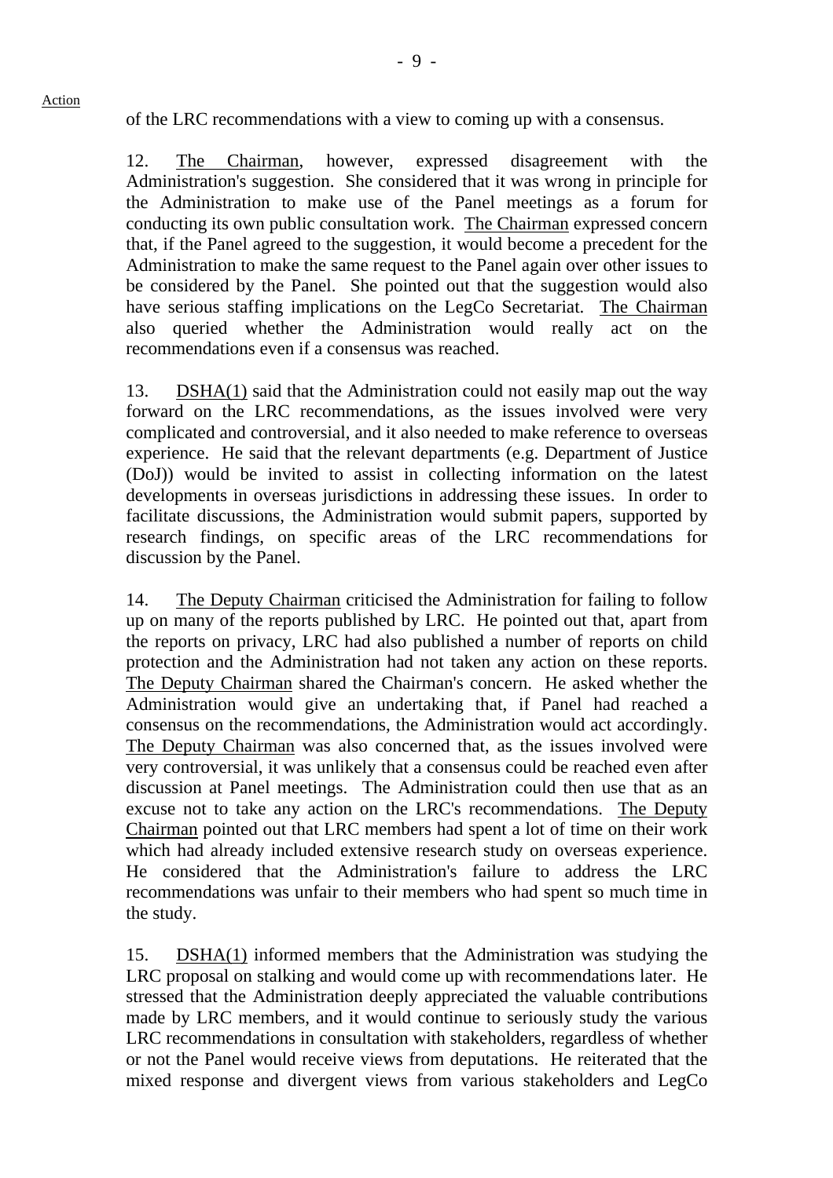Action

of the LRC recommendations with a view to coming up with a consensus.

12. The Chairman, however, expressed disagreement with the Administration's suggestion. She considered that it was wrong in principle for the Administration to make use of the Panel meetings as a forum for conducting its own public consultation work. The Chairman expressed concern that, if the Panel agreed to the suggestion, it would become a precedent for the Administration to make the same request to the Panel again over other issues to be considered by the Panel. She pointed out that the suggestion would also have serious staffing implications on the LegCo Secretariat. The Chairman also queried whether the Administration would really act on the recommendations even if a consensus was reached.

13. DSHA(1) said that the Administration could not easily map out the way forward on the LRC recommendations, as the issues involved were very complicated and controversial, and it also needed to make reference to overseas experience. He said that the relevant departments (e.g. Department of Justice (DoJ)) would be invited to assist in collecting information on the latest developments in overseas jurisdictions in addressing these issues. In order to facilitate discussions, the Administration would submit papers, supported by research findings, on specific areas of the LRC recommendations for discussion by the Panel.

14. The Deputy Chairman criticised the Administration for failing to follow up on many of the reports published by LRC. He pointed out that, apart from the reports on privacy, LRC had also published a number of reports on child protection and the Administration had not taken any action on these reports. The Deputy Chairman shared the Chairman's concern. He asked whether the Administration would give an undertaking that, if Panel had reached a consensus on the recommendations, the Administration would act accordingly. The Deputy Chairman was also concerned that, as the issues involved were very controversial, it was unlikely that a consensus could be reached even after discussion at Panel meetings. The Administration could then use that as an excuse not to take any action on the LRC's recommendations. The Deputy Chairman pointed out that LRC members had spent a lot of time on their work which had already included extensive research study on overseas experience. He considered that the Administration's failure to address the LRC recommendations was unfair to their members who had spent so much time in the study.

15. DSHA(1) informed members that the Administration was studying the LRC proposal on stalking and would come up with recommendations later. He stressed that the Administration deeply appreciated the valuable contributions made by LRC members, and it would continue to seriously study the various LRC recommendations in consultation with stakeholders, regardless of whether or not the Panel would receive views from deputations. He reiterated that the mixed response and divergent views from various stakeholders and LegCo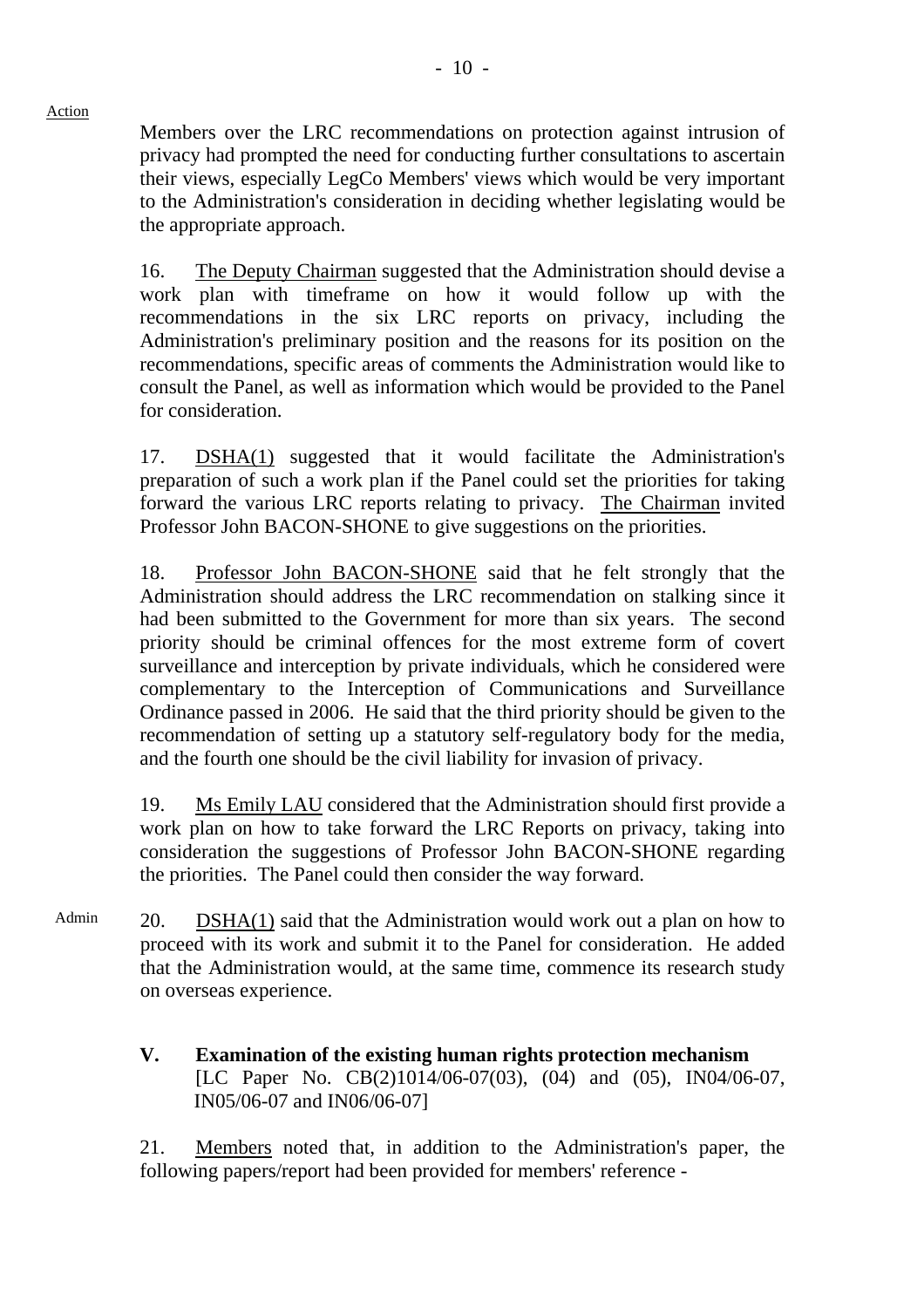Action

Members over the LRC recommendations on protection against intrusion of privacy had prompted the need for conducting further consultations to ascertain their views, especially LegCo Members' views which would be very important to the Administration's consideration in deciding whether legislating would be the appropriate approach.

16. The Deputy Chairman suggested that the Administration should devise a work plan with timeframe on how it would follow up with the recommendations in the six LRC reports on privacy, including the Administration's preliminary position and the reasons for its position on the recommendations, specific areas of comments the Administration would like to consult the Panel, as well as information which would be provided to the Panel for consideration.

17. DSHA(1) suggested that it would facilitate the Administration's preparation of such a work plan if the Panel could set the priorities for taking forward the various LRC reports relating to privacy. The Chairman invited Professor John BACON-SHONE to give suggestions on the priorities.

18. Professor John BACON-SHONE said that he felt strongly that the Administration should address the LRC recommendation on stalking since it had been submitted to the Government for more than six years. The second priority should be criminal offences for the most extreme form of covert surveillance and interception by private individuals, which he considered were complementary to the Interception of Communications and Surveillance Ordinance passed in 2006. He said that the third priority should be given to the recommendation of setting up a statutory self-regulatory body for the media, and the fourth one should be the civil liability for invasion of privacy.

19. Ms Emily LAU considered that the Administration should first provide a work plan on how to take forward the LRC Reports on privacy, taking into consideration the suggestions of Professor John BACON-SHONE regarding the priorities. The Panel could then consider the way forward.

Admin

20. DSHA(1) said that the Administration would work out a plan on how to proceed with its work and submit it to the Panel for consideration. He added that the Administration would, at the same time, commence its research study on overseas experience.

## V. Examination of the existing human rights protection mechanism

[LC Paper No. CB(2)1014/06-07(03), (04) and (05), IN04/06-07, IN05/06-07 and IN06/06-07]

21. Members noted that, in addition to the Administration's paper, the following papers/report had been provided for members' reference -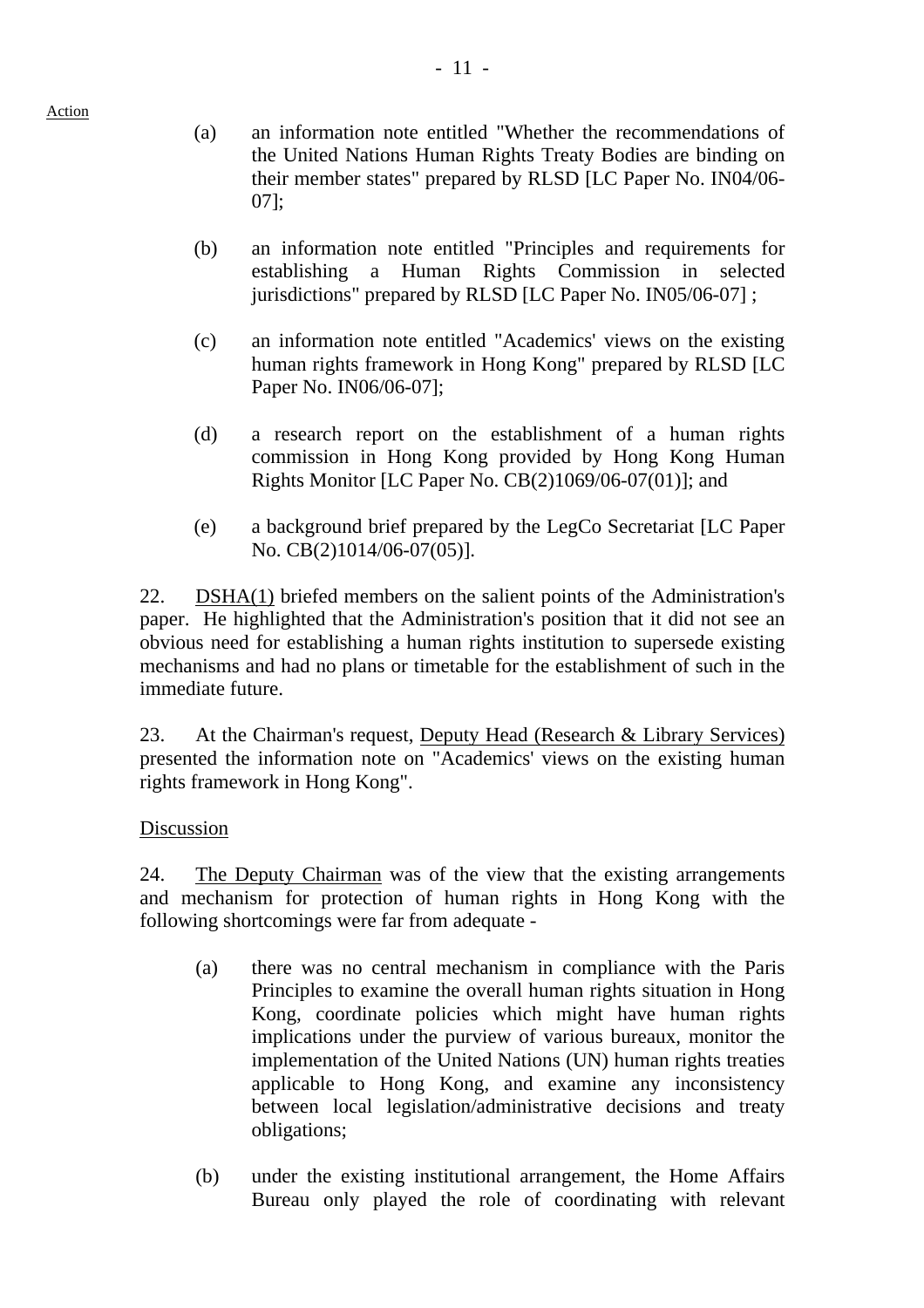Action

(a) an information note entitled "Whether the recommendations of the United Nations Human Rights Treaty Bodies are binding on their member states" prepared by RLSD [LC Paper No. IN04/06-07];

(b) an information note entitled "Principles and requirements for establishing a Human Rights Commission in selected jurisdictions" prepared by RLSD [LC Paper No. IN05/06-07] ;

(c) an information note entitled "Academics' views on the existing human rights framework in Hong Kong" prepared by RLSD [LC Paper No. IN06/06-07];

(d) a research report on the establishment of a human rights commission in Hong Kong provided by Hong Kong Human Rights Monitor [LC Paper No. CB(2)1069/06-07(01)]; and

(e) a background brief prepared by the LegCo Secretariat [LC Paper No. CB(2)1014/06-07(05)].

22. DSHA(1) briefed members on the salient points of the Administration's paper. He highlighted that the Administration's position that it did not see an obvious need for establishing a human rights institution to supersede existing mechanisms and had no plans or timetable for the establishment of such in the immediate future.

23. At the Chairman's request, Deputy Head (Research & Library Services) presented the information note on "Academics' views on the existing human rights framework in Hong Kong".

Discussion

24. The Deputy Chairman was of the view that the existing arrangements and mechanism for protection of human rights in Hong Kong with the following shortcomings were far from adequate -

(a) there was no central mechanism in compliance with the Paris Principles to examine the overall human rights situation in Hong Kong, coordinate policies which might have human rights implications under the purview of various bureaux, monitor the implementation of the United Nations (UN) human rights treaties applicable to Hong Kong, and examine any inconsistency between local legislation/administrative decisions and treaty obligations;

(b) under the existing institutional arrangement, the Home Affairs Bureau only played the role of coordinating with relevant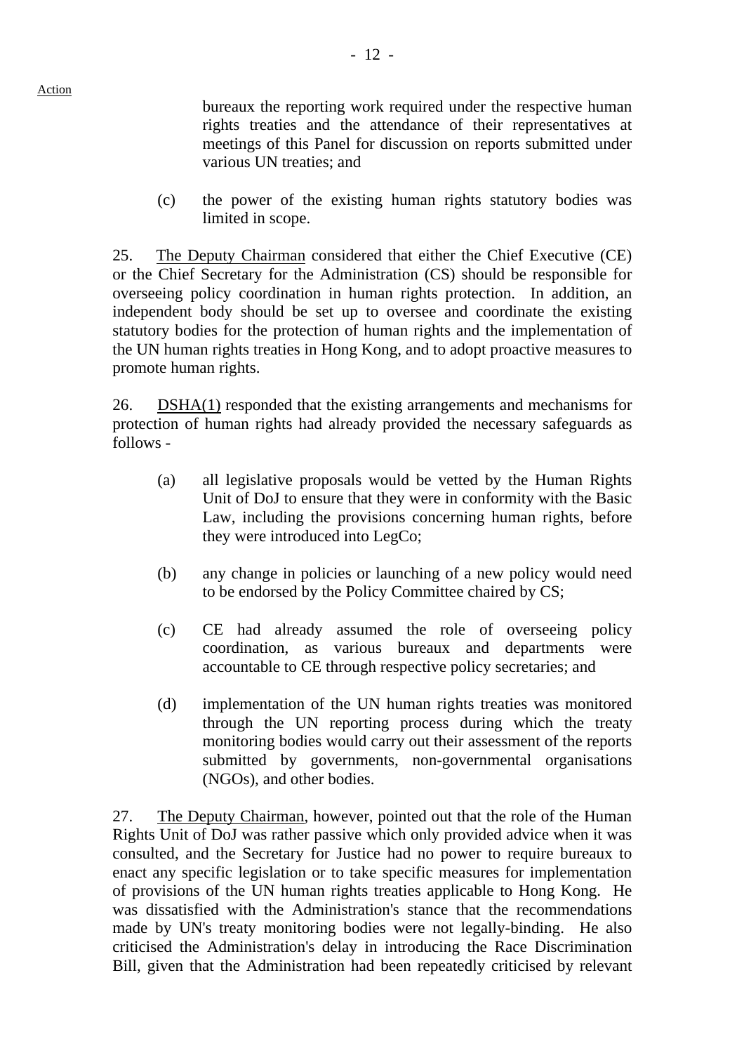Action

bureaux the reporting work required under the respective human rights treaties and the attendance of their representatives at meetings of this Panel for discussion on reports submitted under various UN treaties; and

(c) the power of the existing human rights statutory bodies was limited in scope.

25. The Deputy Chairman considered that either the Chief Executive (CE) or the Chief Secretary for the Administration (CS) should be responsible for overseeing policy coordination in human rights protection. In addition, an independent body should be set up to oversee and coordinate the existing statutory bodies for the protection of human rights and the implementation of the UN human rights treaties in Hong Kong, and to adopt proactive measures to promote human rights.

26. DSHA(1) responded that the existing arrangements and mechanisms for protection of human rights had already provided the necessary safeguards as follows -

(a) all legislative proposals would be vetted by the Human Rights Unit of DoJ to ensure that they were in conformity with the Basic Law, including the provisions concerning human rights, before they were introduced into LegCo;

(b) any change in policies or launching of a new policy would need to be endorsed by the Policy Committee chaired by CS;

(c) CE had already assumed the role of overseeing policy coordination, as various bureaux and departments were accountable to CE through respective policy secretaries; and

(d) implementation of the UN human rights treaties was monitored through the UN reporting process during which the treaty monitoring bodies would carry out their assessment of the reports submitted by governments, non-governmental organisations (NGOs), and other bodies.

27. The Deputy Chairman, however, pointed out that the role of the Human Rights Unit of DoJ was rather passive which only provided advice when it was consulted, and the Secretary for Justice had no power to require bureaux to enact any specific legislation or to take specific measures for implementation of provisions of the UN human rights treaties applicable to Hong Kong. He was dissatisfied with the Administration's stance that the recommendations made by UN's treaty monitoring bodies were not legally-binding. He also criticised the Administration's delay in introducing the Race Discrimination Bill, given that the Administration had been repeatedly criticised by relevant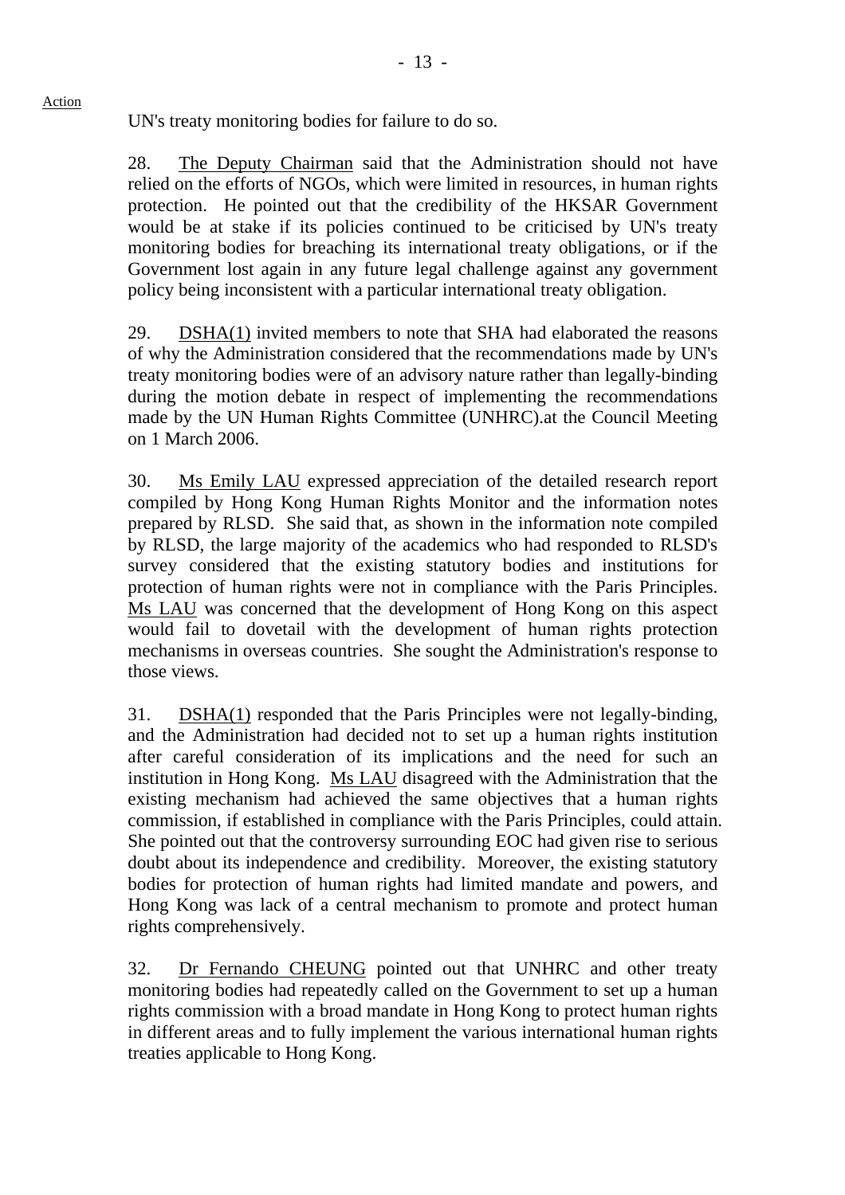UN's treaty monitoring bodies for failure to do so.

28. The Deputy Chairman said that the Administration should not have relied on the efforts of NGOs, which were limited in resources, in human rights protection. He pointed out that the credibility of the HKSAR Government would be at stake if its policies continued to be criticised by UN's treaty monitoring bodies for breaching its international treaty obligations, or if the Government lost again in any future legal challenge against any government policy being inconsistent with a particular international treaty obligation.

29. DSHA(1) invited members to note that SHA had elaborated the reasons of why the Administration considered that the recommendations made by UN's treaty monitoring bodies were of an advisory nature rather than legally-binding during the motion debate in respect of implementing the recommendations made by the UN Human Rights Committee (UNHRC).at the Council Meeting on 1 March 2006.

30. Ms Emily LAU expressed appreciation of the detailed research report compiled by Hong Kong Human Rights Monitor and the information notes prepared by RLSD. She said that, as shown in the information note compiled by RLSD, the large majority of the academics who had responded to RLSD's survey considered that the existing statutory bodies and institutions for protection of human rights were not in compliance with the Paris Principles. Ms LAU was concerned that the development of Hong Kong on this aspect would fail to dovetail with the development of human rights protection mechanisms in overseas countries. She sought the Administration's response to those views.

31. DSHA(1) responded that the Paris Principles were not legally-binding, and the Administration had decided not to set up a human rights institution after careful consideration of its implications and the need for such an institution in Hong Kong. Ms LAU disagreed with the Administration that the existing mechanism had achieved the same objectives that a human rights commission, if established in compliance with the Paris Principles, could attain. She pointed out that the controversy surrounding EOC had given rise to serious doubt about its independence and credibility. Moreover, the existing statutory bodies for protection of human rights had limited mandate and powers, and Hong Kong was lack of a central mechanism to promote and protect human rights comprehensively.

32. Dr Fernando CHEUNG pointed out that UNHRC and other treaty monitoring bodies had repeatedly called on the Government to set up a human rights commission with a broad mandate in Hong Kong to protect human rights in different areas and to fully implement the various international human rights treaties applicable to Hong Kong.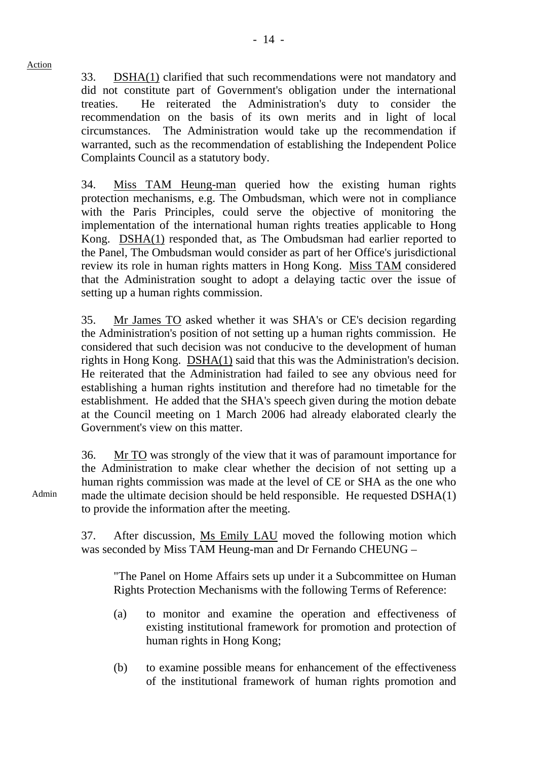Action

33. DSHA(1) clarified that such recommendations were not mandatory and did not constitute part of Government's obligation under the international treaties. He reiterated the Administration's duty to consider the recommendation on the basis of its own merits and in light of local circumstances. The Administration would take up the recommendation if warranted, such as the recommendation of establishing the Independent Police Complaints Council as a statutory body.

34. Miss TAM Heung-man queried how the existing human rights protection mechanisms, e.g. The Ombudsman, which were not in compliance with the Paris Principles, could serve the objective of monitoring the implementation of the international human rights treaties applicable to Hong Kong. DSHA(1) responded that, as The Ombudsman had earlier reported to the Panel, The Ombudsman would consider as part of her Office's jurisdictional review its role in human rights matters in Hong Kong. Miss TAM considered that the Administration sought to adopt a delaying tactic over the issue of setting up a human rights commission.

35. Mr James TO asked whether it was SHA's or CE's decision regarding the Administration's position of not setting up a human rights commission. He considered that such decision was not conducive to the development of human rights in Hong Kong. DSHA(1) said that this was the Administration's decision. He reiterated that the Administration had failed to see any obvious need for establishing a human rights institution and therefore had no timetable for the establishment. He added that the SHA's speech given during the motion debate at the Council meeting on 1 March 2006 had already elaborated clearly the Government's view on this matter.

Admin

36. Mr TO was strongly of the view that it was of paramount importance for the Administration to make clear whether the decision of not setting up a human rights commission was made at the level of CE or SHA as the one who made the ultimate decision should be held responsible. He requested DSHA(1) to provide the information after the meeting.

37. After discussion, Ms Emily LAU moved the following motion which was seconded by Miss TAM Heung-man and Dr Fernando CHEUNG –

> "The Panel on Home Affairs sets up under it a Subcommittee on Human Rights Protection Mechanisms with the following Terms of Reference:
>
> (a) to monitor and examine the operation and effectiveness of existing institutional framework for promotion and protection of human rights in Hong Kong;
>
> (b) to examine possible means for enhancement of the effectiveness of the institutional framework of human rights promotion and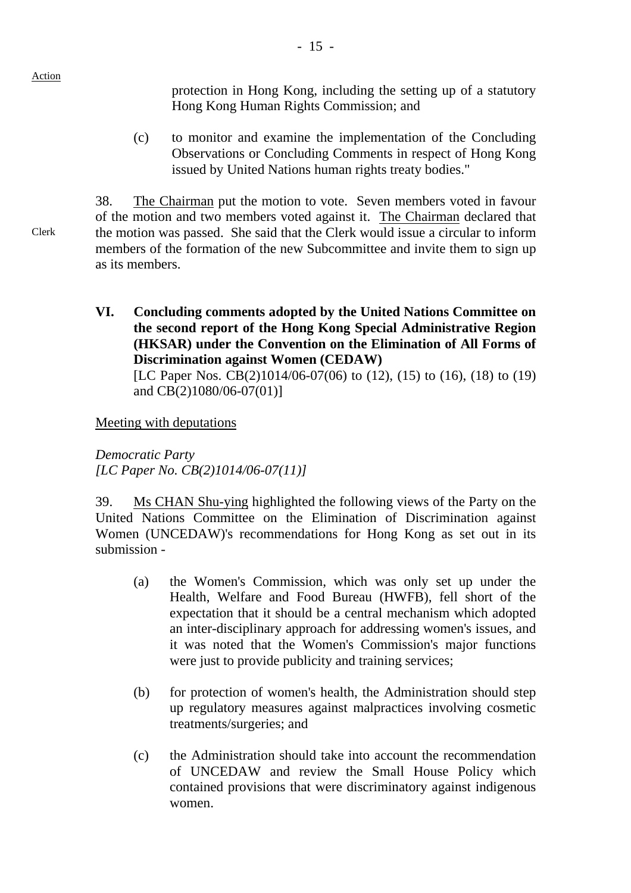Action

protection in Hong Kong, including the setting up of a statutory Hong Kong Human Rights Commission; and

(c) to monitor and examine the implementation of the Concluding Observations or Concluding Comments in respect of Hong Kong issued by United Nations human rights treaty bodies."

Clerk

38. The Chairman put the motion to vote. Seven members voted in favour of the motion and two members voted against it. The Chairman declared that the motion was passed. She said that the Clerk would issue a circular to inform members of the formation of the new Subcommittee and invite them to sign up as its members.

**VI. Concluding comments adopted by the United Nations Committee on the second report of the Hong Kong Special Administrative Region (HKSAR) under the Convention on the Elimination of All Forms of Discrimination against Women (CEDAW)**
[LC Paper Nos. CB(2)1014/06-07(06) to (12), (15) to (16), (18) to (19) and CB(2)1080/06-07(01)]

Meeting with deputations

*Democratic Party*
*[LC Paper No. CB(2)1014/06-07(11)]*

39. Ms CHAN Shu-ying highlighted the following views of the Party on the United Nations Committee on the Elimination of Discrimination against Women (UNCEDAW)'s recommendations for Hong Kong as set out in its submission -

(a) the Women's Commission, which was only set up under the Health, Welfare and Food Bureau (HWFB), fell short of the expectation that it should be a central mechanism which adopted an inter-disciplinary approach for addressing women's issues, and it was noted that the Women's Commission's major functions were just to provide publicity and training services;

(b) for protection of women's health, the Administration should step up regulatory measures against malpractices involving cosmetic treatments/surgeries; and

(c) the Administration should take into account the recommendation of UNCEDAW and review the Small House Policy which contained provisions that were discriminatory against indigenous women.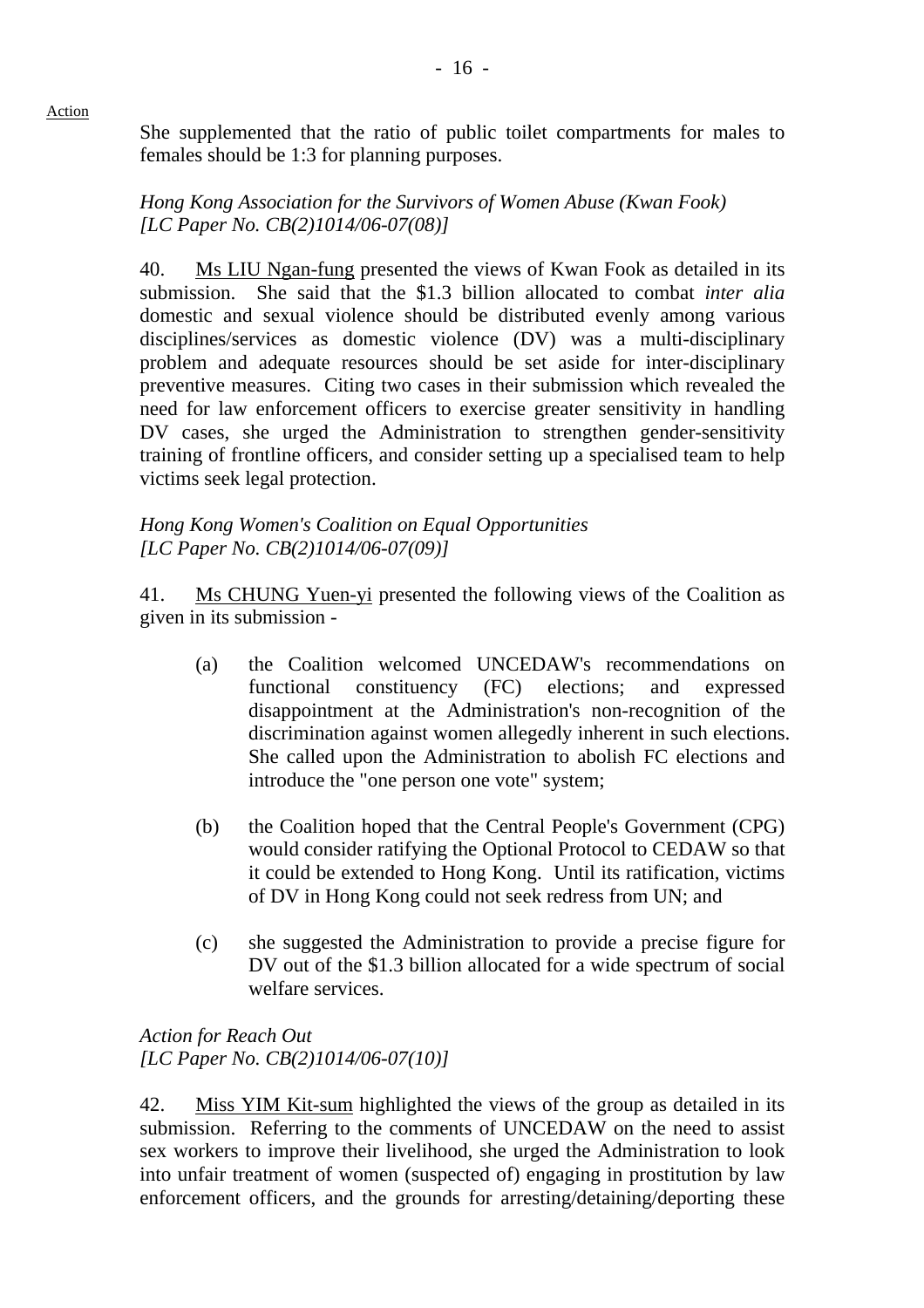Action

She supplemented that the ratio of public toilet compartments for males to females should be 1:3 for planning purposes.

*Hong Kong Association for the Survivors of Women Abuse (Kwan Fook)*
*[LC Paper No. CB(2)1014/06-07(08)]*

40. Ms LIU Ngan-fung presented the views of Kwan Fook as detailed in its submission. She said that the $1.3 billion allocated to combat *inter alia* domestic and sexual violence should be distributed evenly among various disciplines/services as domestic violence (DV) was a multi-disciplinary problem and adequate resources should be set aside for inter-disciplinary preventive measures. Citing two cases in their submission which revealed the need for law enforcement officers to exercise greater sensitivity in handling DV cases, she urged the Administration to strengthen gender-sensitivity training of frontline officers, and consider setting up a specialised team to help victims seek legal protection.

*Hong Kong Women's Coalition on Equal Opportunities*
*[LC Paper No. CB(2)1014/06-07(09)]*

41. Ms CHUNG Yuen-yi presented the following views of the Coalition as given in its submission -

(a) the Coalition welcomed UNCEDAW's recommendations on functional constituency (FC) elections; and expressed disappointment at the Administration's non-recognition of the discrimination against women allegedly inherent in such elections. She called upon the Administration to abolish FC elections and introduce the "one person one vote" system;

(b) the Coalition hoped that the Central People's Government (CPG) would consider ratifying the Optional Protocol to CEDAW so that it could be extended to Hong Kong. Until its ratification, victims of DV in Hong Kong could not seek redress from UN; and

(c) she suggested the Administration to provide a precise figure for DV out of the $1.3 billion allocated for a wide spectrum of social welfare services.

*Action for Reach Out*
*[LC Paper No. CB(2)1014/06-07(10)]*

42. Miss YIM Kit-sum highlighted the views of the group as detailed in its submission. Referring to the comments of UNCEDAW on the need to assist sex workers to improve their livelihood, she urged the Administration to look into unfair treatment of women (suspected of) engaging in prostitution by law enforcement officers, and the grounds for arresting/detaining/deporting these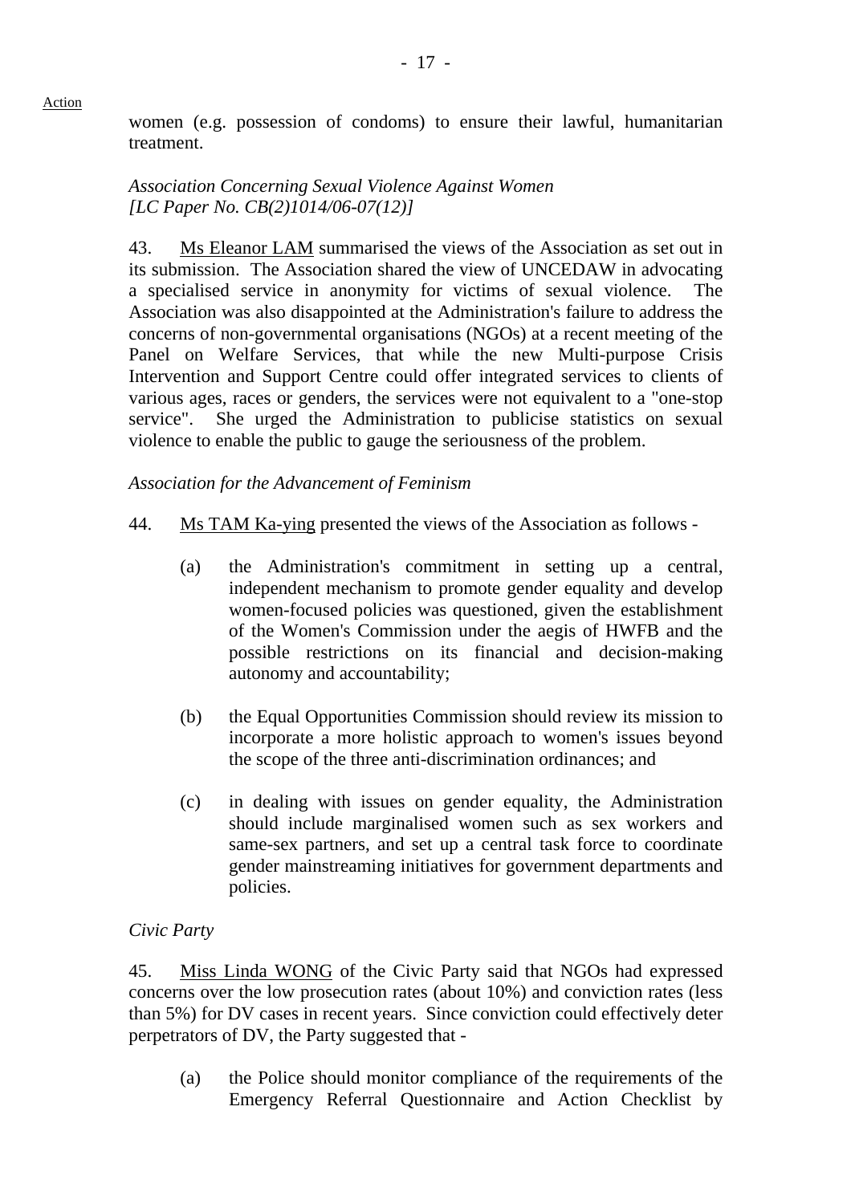women (e.g. possession of condoms) to ensure their lawful, humanitarian treatment.

*Association Concerning Sexual Violence Against Women*
*[LC Paper No. CB(2)1014/06-07(12)]*

43. Ms Eleanor LAM summarised the views of the Association as set out in its submission. The Association shared the view of UNCEDAW in advocating a specialised service in anonymity for victims of sexual violence. The Association was also disappointed at the Administration's failure to address the concerns of non-governmental organisations (NGOs) at a recent meeting of the Panel on Welfare Services, that while the new Multi-purpose Crisis Intervention and Support Centre could offer integrated services to clients of various ages, races or genders, the services were not equivalent to a "one-stop service". She urged the Administration to publicise statistics on sexual violence to enable the public to gauge the seriousness of the problem.

*Association for the Advancement of Feminism*

44. Ms TAM Ka-ying presented the views of the Association as follows -

(a) the Administration's commitment in setting up a central, independent mechanism to promote gender equality and develop women-focused policies was questioned, given the establishment of the Women's Commission under the aegis of HWFB and the possible restrictions on its financial and decision-making autonomy and accountability;

(b) the Equal Opportunities Commission should review its mission to incorporate a more holistic approach to women's issues beyond the scope of the three anti-discrimination ordinances; and

(c) in dealing with issues on gender equality, the Administration should include marginalised women such as sex workers and same-sex partners, and set up a central task force to coordinate gender mainstreaming initiatives for government departments and policies.

*Civic Party*

45. Miss Linda WONG of the Civic Party said that NGOs had expressed concerns over the low prosecution rates (about 10%) and conviction rates (less than 5%) for DV cases in recent years. Since conviction could effectively deter perpetrators of DV, the Party suggested that -

(a) the Police should monitor compliance of the requirements of the Emergency Referral Questionnaire and Action Checklist by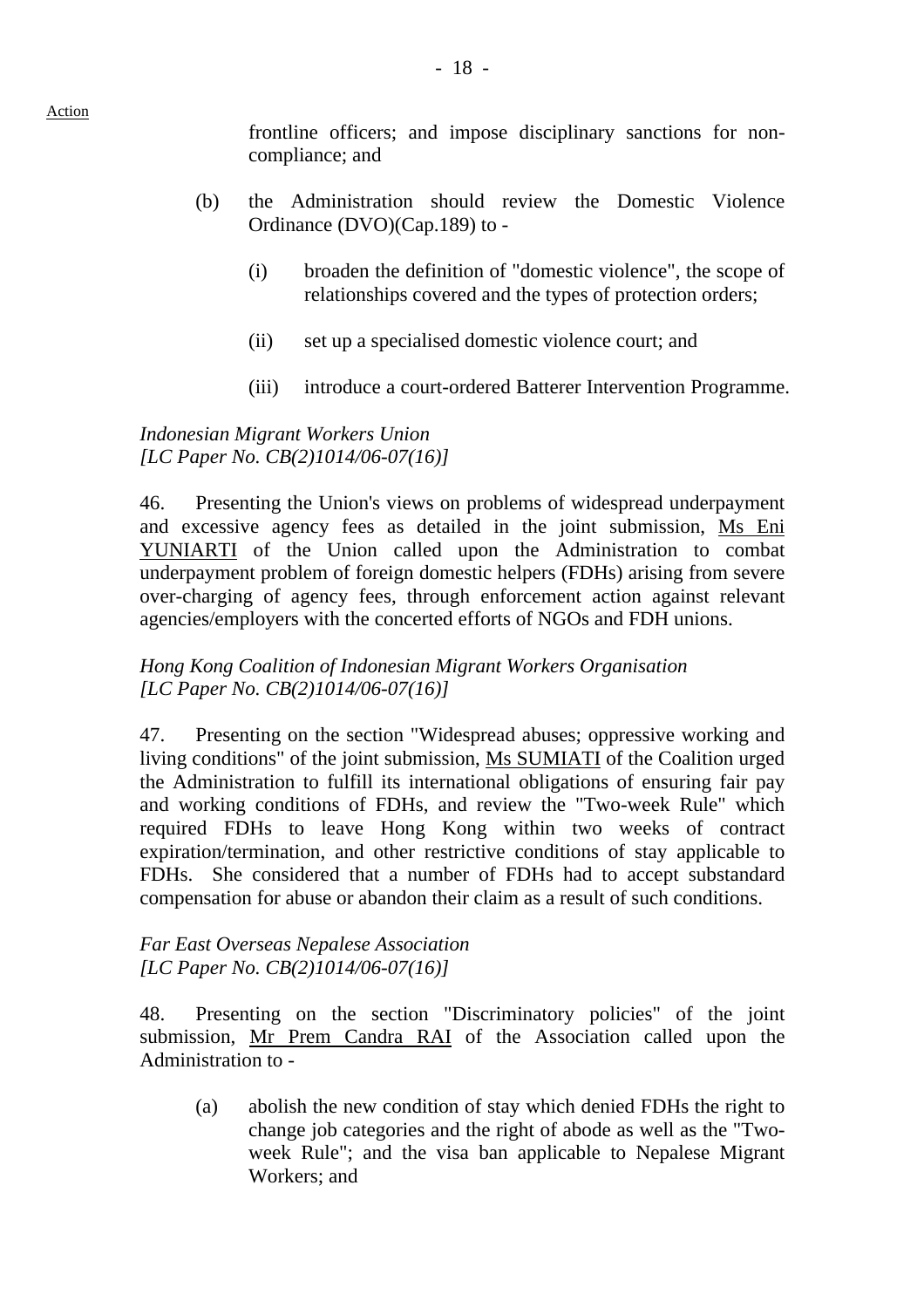frontline officers; and impose disciplinary sanctions for non-compliance; and

(b) the Administration should review the Domestic Violence Ordinance (DVO)(Cap.189) to -

  (i) broaden the definition of "domestic violence", the scope of relationships covered and the types of protection orders;

  (ii) set up a specialised domestic violence court; and

  (iii) introduce a court-ordered Batterer Intervention Programme.

*Indonesian Migrant Workers Union*
*[LC Paper No. CB(2)1014/06-07(16)]*

46. Presenting the Union's views on problems of widespread underpayment and excessive agency fees as detailed in the joint submission, Ms Eni YUNIARTI of the Union called upon the Administration to combat underpayment problem of foreign domestic helpers (FDHs) arising from severe over-charging of agency fees, through enforcement action against relevant agencies/employers with the concerted efforts of NGOs and FDH unions.

*Hong Kong Coalition of Indonesian Migrant Workers Organisation*
*[LC Paper No. CB(2)1014/06-07(16)]*

47. Presenting on the section "Widespread abuses; oppressive working and living conditions" of the joint submission, Ms SUMIATI of the Coalition urged the Administration to fulfill its international obligations of ensuring fair pay and working conditions of FDHs, and review the "Two-week Rule" which required FDHs to leave Hong Kong within two weeks of contract expiration/termination, and other restrictive conditions of stay applicable to FDHs. She considered that a number of FDHs had to accept substandard compensation for abuse or abandon their claim as a result of such conditions.

*Far East Overseas Nepalese Association*
*[LC Paper No. CB(2)1014/06-07(16)]*

48. Presenting on the section "Discriminatory policies" of the joint submission, Mr Prem Candra RAI of the Association called upon the Administration to -

(a) abolish the new condition of stay which denied FDHs the right to change job categories and the right of abode as well as the "Two-week Rule"; and the visa ban applicable to Nepalese Migrant Workers; and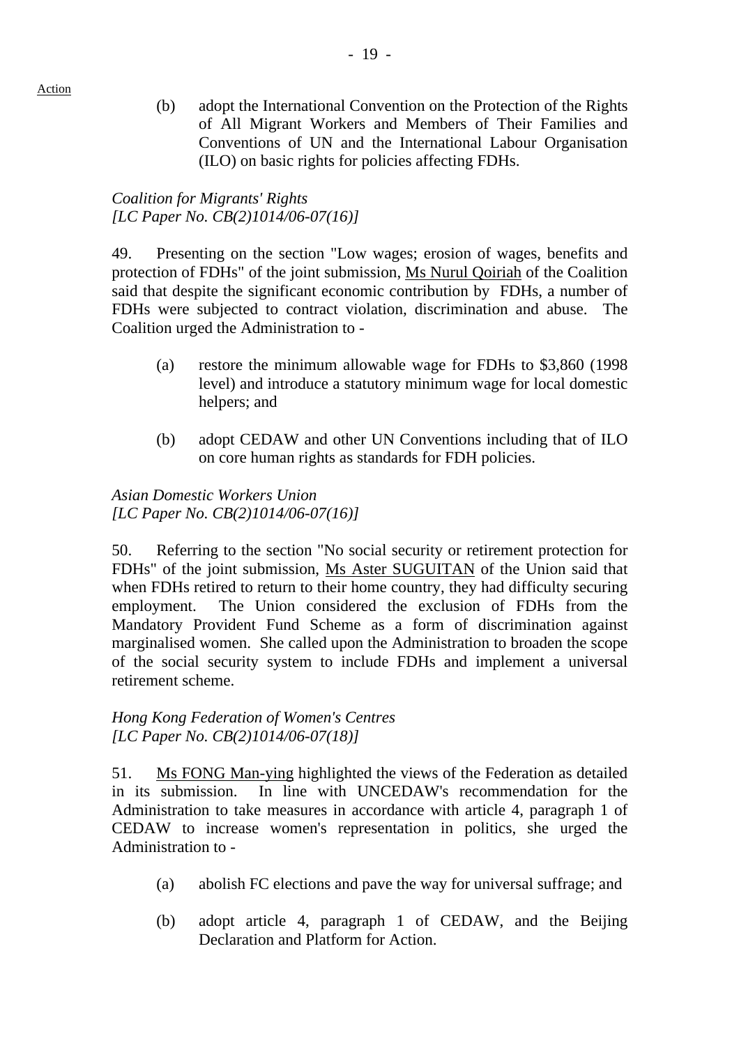Action

(b) adopt the International Convention on the Protection of the Rights of All Migrant Workers and Members of Their Families and Conventions of UN and the International Labour Organisation (ILO) on basic rights for policies affecting FDHs.

*Coalition for Migrants' Rights*
*[LC Paper No. CB(2)1014/06-07(16)]*

49. Presenting on the section "Low wages; erosion of wages, benefits and protection of FDHs" of the joint submission, Ms Nurul Qoiriah of the Coalition said that despite the significant economic contribution by FDHs, a number of FDHs were subjected to contract violation, discrimination and abuse. The Coalition urged the Administration to -

(a) restore the minimum allowable wage for FDHs to $3,860 (1998 level) and introduce a statutory minimum wage for local domestic helpers; and

(b) adopt CEDAW and other UN Conventions including that of ILO on core human rights as standards for FDH policies.

*Asian Domestic Workers Union*
*[LC Paper No. CB(2)1014/06-07(16)]*

50. Referring to the section "No social security or retirement protection for FDHs" of the joint submission, Ms Aster SUGUITAN of the Union said that when FDHs retired to return to their home country, they had difficulty securing employment. The Union considered the exclusion of FDHs from the Mandatory Provident Fund Scheme as a form of discrimination against marginalised women. She called upon the Administration to broaden the scope of the social security system to include FDHs and implement a universal retirement scheme.

*Hong Kong Federation of Women's Centres*
*[LC Paper No. CB(2)1014/06-07(18)]*

51. Ms FONG Man-ying highlighted the views of the Federation as detailed in its submission. In line with UNCEDAW's recommendation for the Administration to take measures in accordance with article 4, paragraph 1 of CEDAW to increase women's representation in politics, she urged the Administration to -

(a) abolish FC elections and pave the way for universal suffrage; and

(b) adopt article 4, paragraph 1 of CEDAW, and the Beijing Declaration and Platform for Action.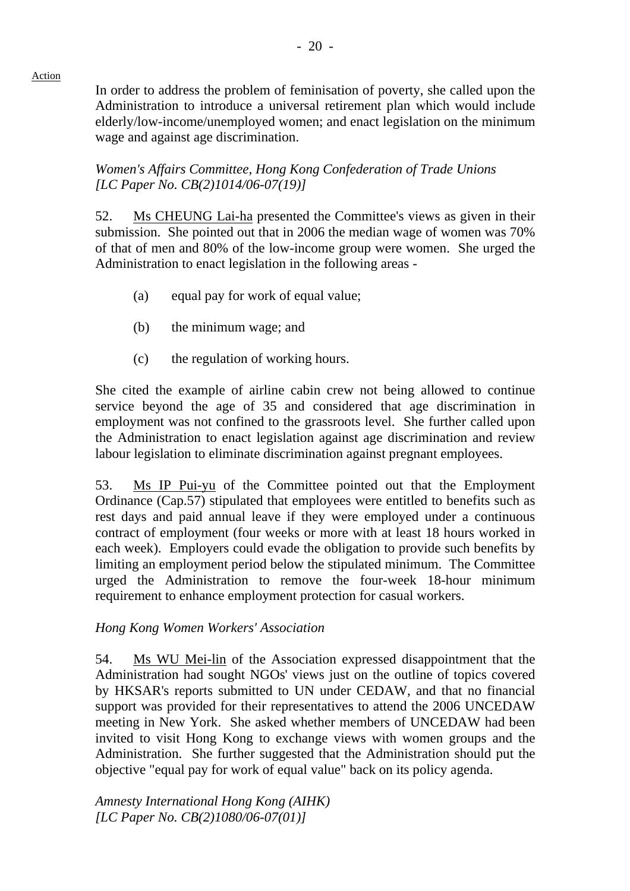Action

In order to address the problem of feminisation of poverty, she called upon the Administration to introduce a universal retirement plan which would include elderly/low-income/unemployed women; and enact legislation on the minimum wage and against age discrimination.

*Women's Affairs Committee, Hong Kong Confederation of Trade Unions [LC Paper No. CB(2)1014/06-07(19)]*

52. Ms CHEUNG Lai-ha presented the Committee's views as given in their submission. She pointed out that in 2006 the median wage of women was 70% of that of men and 80% of the low-income group were women. She urged the Administration to enact legislation in the following areas -

(a) equal pay for work of equal value;

(b) the minimum wage; and

(c) the regulation of working hours.

She cited the example of airline cabin crew not being allowed to continue service beyond the age of 35 and considered that age discrimination in employment was not confined to the grassroots level. She further called upon the Administration to enact legislation against age discrimination and review labour legislation to eliminate discrimination against pregnant employees.

53. Ms IP Pui-yu of the Committee pointed out that the Employment Ordinance (Cap.57) stipulated that employees were entitled to benefits such as rest days and paid annual leave if they were employed under a continuous contract of employment (four weeks or more with at least 18 hours worked in each week). Employers could evade the obligation to provide such benefits by limiting an employment period below the stipulated minimum. The Committee urged the Administration to remove the four-week 18-hour minimum requirement to enhance employment protection for casual workers.

*Hong Kong Women Workers' Association*

54. Ms WU Mei-lin of the Association expressed disappointment that the Administration had sought NGOs' views just on the outline of topics covered by HKSAR's reports submitted to UN under CEDAW, and that no financial support was provided for their representatives to attend the 2006 UNCEDAW meeting in New York. She asked whether members of UNCEDAW had been invited to visit Hong Kong to exchange views with women groups and the Administration. She further suggested that the Administration should put the objective "equal pay for work of equal value" back on its policy agenda.

*Amnesty International Hong Kong (AIHK) [LC Paper No. CB(2)1080/06-07(01)]*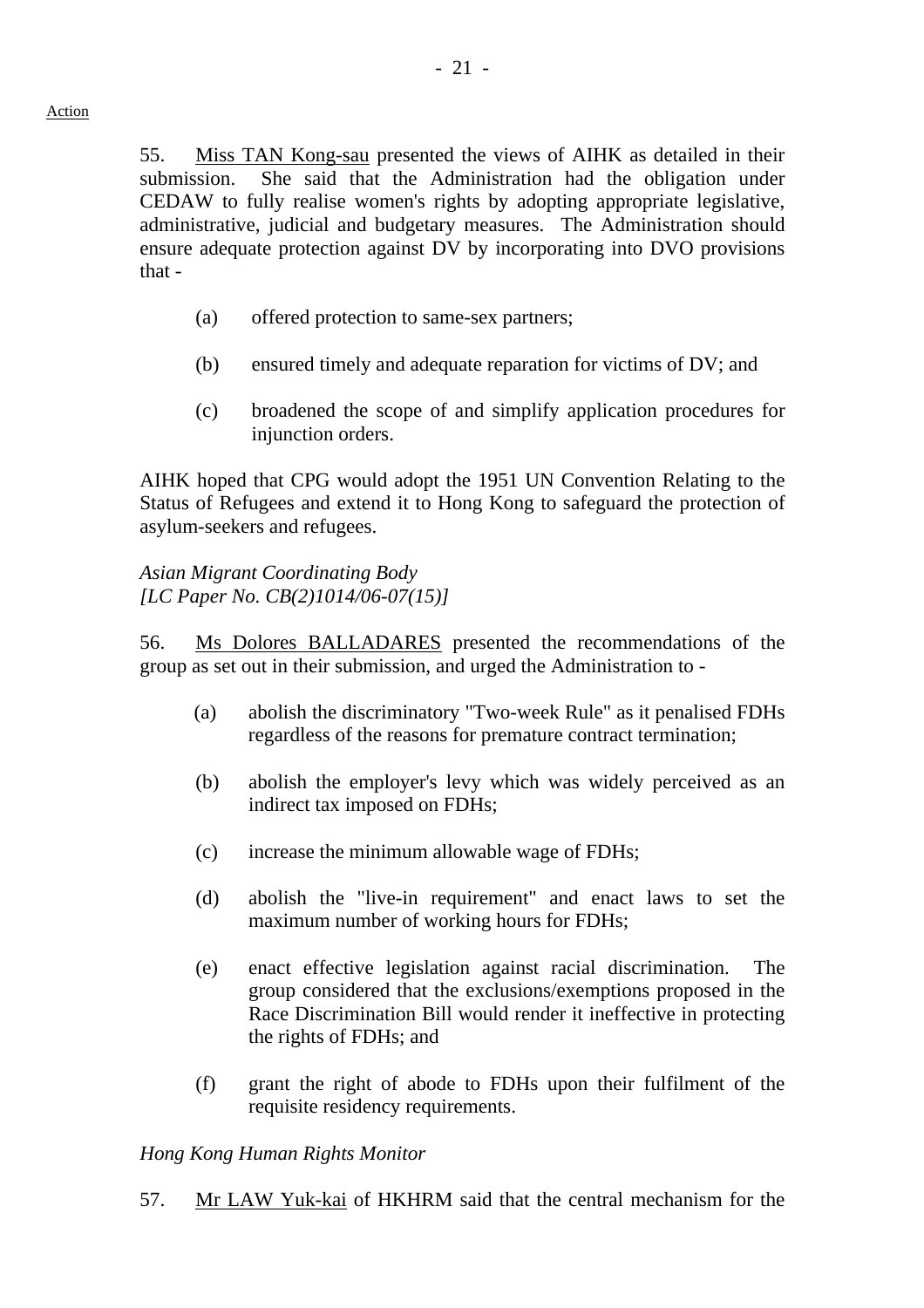Action

55. Miss TAN Kong-sau presented the views of AIHK as detailed in their submission. She said that the Administration had the obligation under CEDAW to fully realise women's rights by adopting appropriate legislative, administrative, judicial and budgetary measures. The Administration should ensure adequate protection against DV by incorporating into DVO provisions that -

(a) offered protection to same-sex partners;

(b) ensured timely and adequate reparation for victims of DV; and

(c) broadened the scope of and simplify application procedures for injunction orders.

AIHK hoped that CPG would adopt the 1951 UN Convention Relating to the Status of Refugees and extend it to Hong Kong to safeguard the protection of asylum-seekers and refugees.

*Asian Migrant Coordinating Body*
*[LC Paper No. CB(2)1014/06-07(15)]*

56. Ms Dolores BALLADARES presented the recommendations of the group as set out in their submission, and urged the Administration to -

(a) abolish the discriminatory "Two-week Rule" as it penalised FDHs regardless of the reasons for premature contract termination;

(b) abolish the employer's levy which was widely perceived as an indirect tax imposed on FDHs;

(c) increase the minimum allowable wage of FDHs;

(d) abolish the "live-in requirement" and enact laws to set the maximum number of working hours for FDHs;

(e) enact effective legislation against racial discrimination. The group considered that the exclusions/exemptions proposed in the Race Discrimination Bill would render it ineffective in protecting the rights of FDHs; and

(f) grant the right of abode to FDHs upon their fulfilment of the requisite residency requirements.

*Hong Kong Human Rights Monitor*

57. Mr LAW Yuk-kai of HKHRM said that the central mechanism for the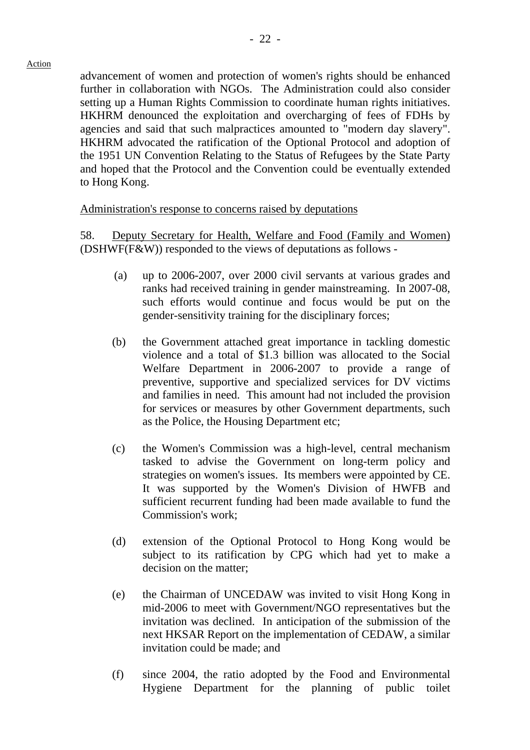Action

advancement of women and protection of women's rights should be enhanced further in collaboration with NGOs. The Administration could also consider setting up a Human Rights Commission to coordinate human rights initiatives. HKHRM denounced the exploitation and overcharging of fees of FDHs by agencies and said that such malpractices amounted to "modern day slavery". HKHRM advocated the ratification of the Optional Protocol and adoption of the 1951 UN Convention Relating to the Status of Refugees by the State Party and hoped that the Protocol and the Convention could be eventually extended to Hong Kong.

Administration's response to concerns raised by deputations

58. Deputy Secretary for Health, Welfare and Food (Family and Women) (DSHWF(F&W)) responded to the views of deputations as follows -

(a) up to 2006-2007, over 2000 civil servants at various grades and ranks had received training in gender mainstreaming. In 2007-08, such efforts would continue and focus would be put on the gender-sensitivity training for the disciplinary forces;

(b) the Government attached great importance in tackling domestic violence and a total of $1.3 billion was allocated to the Social Welfare Department in 2006-2007 to provide a range of preventive, supportive and specialized services for DV victims and families in need. This amount had not included the provision for services or measures by other Government departments, such as the Police, the Housing Department etc;

(c) the Women's Commission was a high-level, central mechanism tasked to advise the Government on long-term policy and strategies on women's issues. Its members were appointed by CE. It was supported by the Women's Division of HWFB and sufficient recurrent funding had been made available to fund the Commission's work;

(d) extension of the Optional Protocol to Hong Kong would be subject to its ratification by CPG which had yet to make a decision on the matter;

(e) the Chairman of UNCEDAW was invited to visit Hong Kong in mid-2006 to meet with Government/NGO representatives but the invitation was declined. In anticipation of the submission of the next HKSAR Report on the implementation of CEDAW, a similar invitation could be made; and

(f) since 2004, the ratio adopted by the Food and Environmental Hygiene Department for the planning of public toilet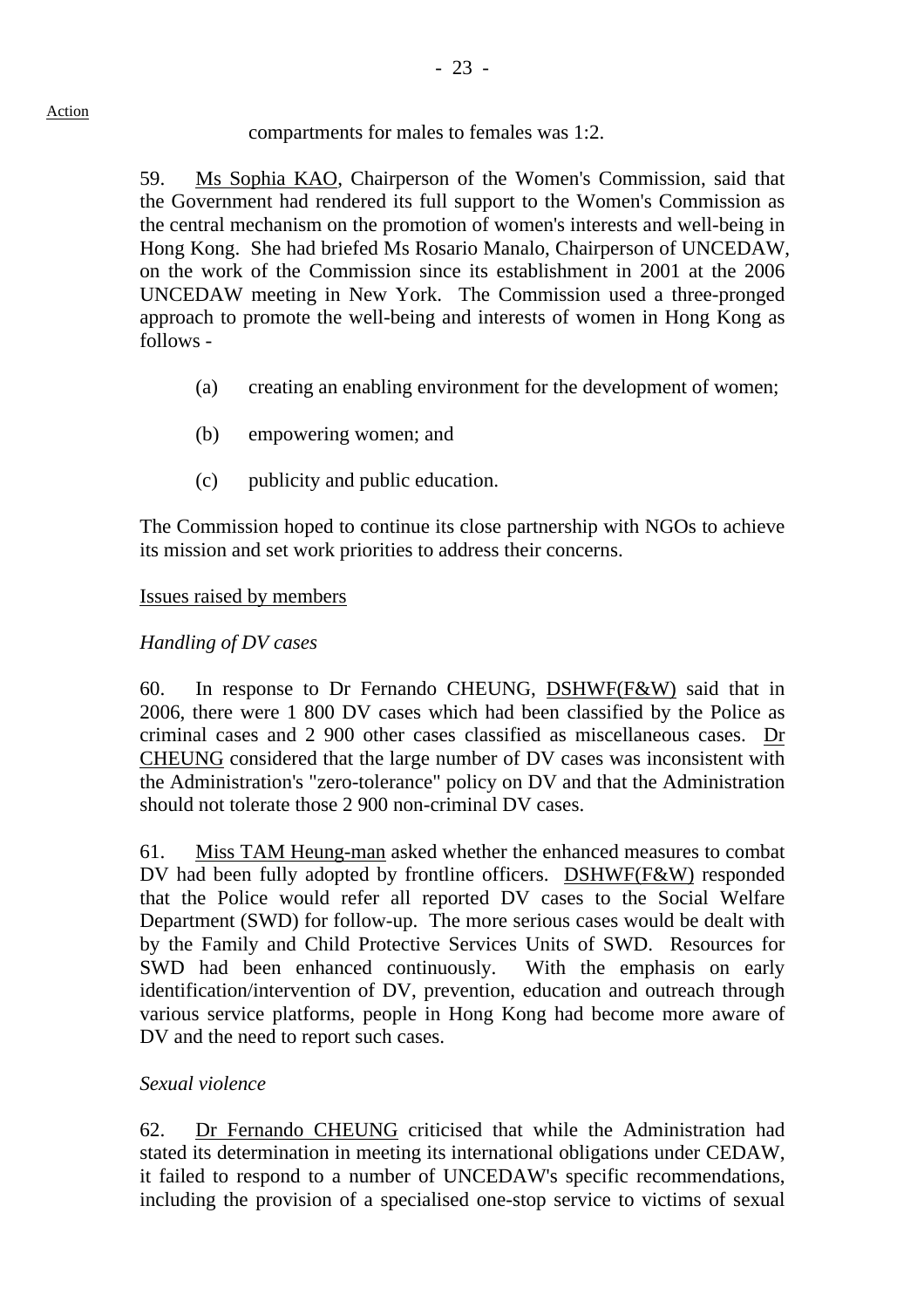compartments for males to females was 1:2.

59. Ms Sophia KAO, Chairperson of the Women's Commission, said that the Government had rendered its full support to the Women's Commission as the central mechanism on the promotion of women's interests and well-being in Hong Kong. She had briefed Ms Rosario Manalo, Chairperson of UNCEDAW, on the work of the Commission since its establishment in 2001 at the 2006 UNCEDAW meeting in New York. The Commission used a three-pronged approach to promote the well-being and interests of women in Hong Kong as follows -

(a) creating an enabling environment for the development of women;

(b) empowering women; and

(c) publicity and public education.

The Commission hoped to continue its close partnership with NGOs to achieve its mission and set work priorities to address their concerns.

Issues raised by members

*Handling of DV cases*

60. In response to Dr Fernando CHEUNG, DSHWF(F&W) said that in 2006, there were 1 800 DV cases which had been classified by the Police as criminal cases and 2 900 other cases classified as miscellaneous cases. Dr CHEUNG considered that the large number of DV cases was inconsistent with the Administration's "zero-tolerance" policy on DV and that the Administration should not tolerate those 2 900 non-criminal DV cases.

61. Miss TAM Heung-man asked whether the enhanced measures to combat DV had been fully adopted by frontline officers. DSHWF(F&W) responded that the Police would refer all reported DV cases to the Social Welfare Department (SWD) for follow-up. The more serious cases would be dealt with by the Family and Child Protective Services Units of SWD. Resources for SWD had been enhanced continuously. With the emphasis on early identification/intervention of DV, prevention, education and outreach through various service platforms, people in Hong Kong had become more aware of DV and the need to report such cases.

*Sexual violence*

62. Dr Fernando CHEUNG criticised that while the Administration had stated its determination in meeting its international obligations under CEDAW, it failed to respond to a number of UNCEDAW's specific recommendations, including the provision of a specialised one-stop service to victims of sexual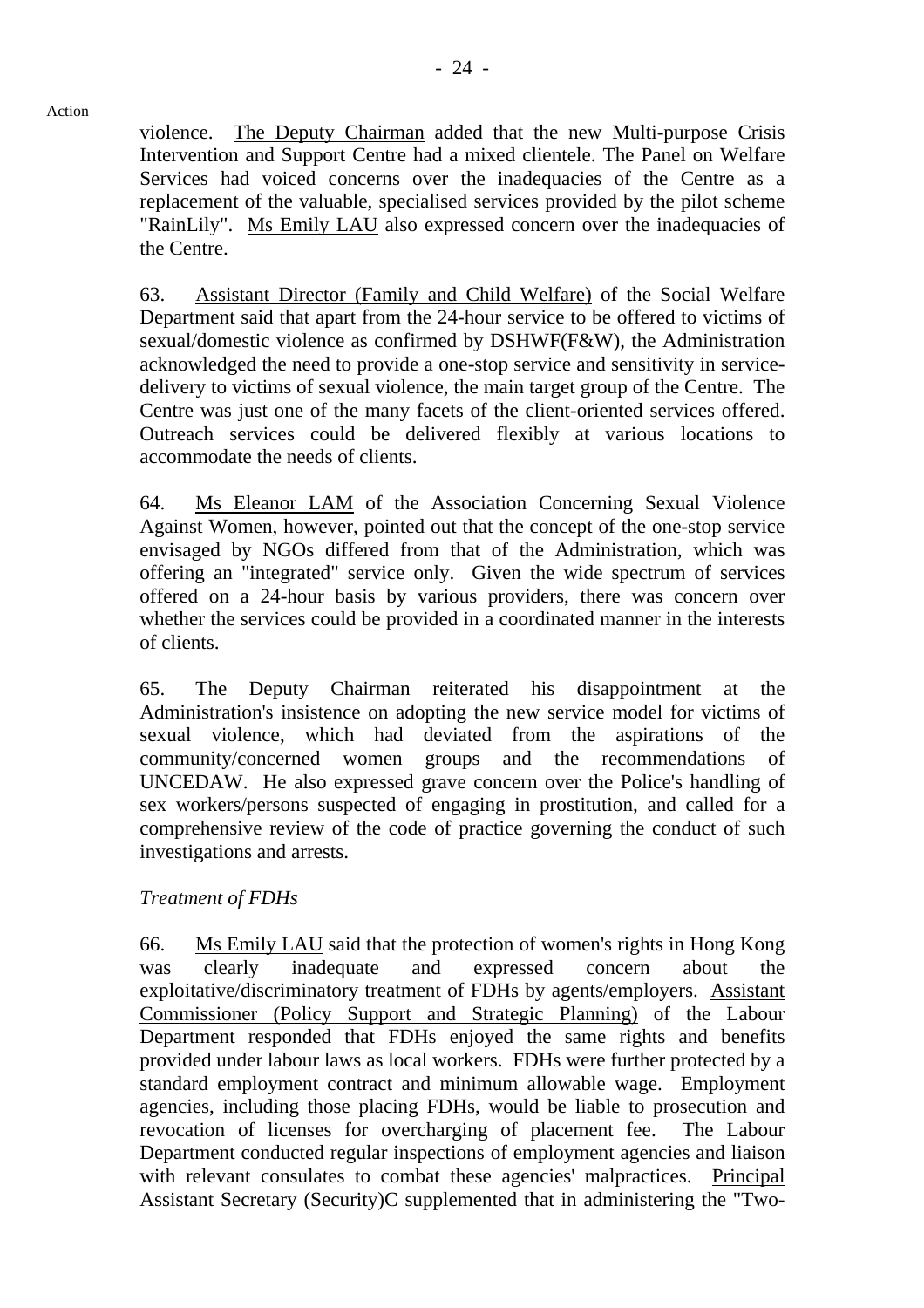Action

violence. The Deputy Chairman added that the new Multi-purpose Crisis Intervention and Support Centre had a mixed clientele. The Panel on Welfare Services had voiced concerns over the inadequacies of the Centre as a replacement of the valuable, specialised services provided by the pilot scheme "RainLily". Ms Emily LAU also expressed concern over the inadequacies of the Centre.

63. Assistant Director (Family and Child Welfare) of the Social Welfare Department said that apart from the 24-hour service to be offered to victims of sexual/domestic violence as confirmed by DSHWF(F&W), the Administration acknowledged the need to provide a one-stop service and sensitivity in service-delivery to victims of sexual violence, the main target group of the Centre. The Centre was just one of the many facets of the client-oriented services offered. Outreach services could be delivered flexibly at various locations to accommodate the needs of clients.

64. Ms Eleanor LAM of the Association Concerning Sexual Violence Against Women, however, pointed out that the concept of the one-stop service envisaged by NGOs differed from that of the Administration, which was offering an "integrated" service only. Given the wide spectrum of services offered on a 24-hour basis by various providers, there was concern over whether the services could be provided in a coordinated manner in the interests of clients.

65. The Deputy Chairman reiterated his disappointment at the Administration's insistence on adopting the new service model for victims of sexual violence, which had deviated from the aspirations of the community/concerned women groups and the recommendations of UNCEDAW. He also expressed grave concern over the Police's handling of sex workers/persons suspected of engaging in prostitution, and called for a comprehensive review of the code of practice governing the conduct of such investigations and arrests.

*Treatment of FDHs*

66. Ms Emily LAU said that the protection of women's rights in Hong Kong was clearly inadequate and expressed concern about the exploitative/discriminatory treatment of FDHs by agents/employers. Assistant Commissioner (Policy Support and Strategic Planning) of the Labour Department responded that FDHs enjoyed the same rights and benefits provided under labour laws as local workers. FDHs were further protected by a standard employment contract and minimum allowable wage. Employment agencies, including those placing FDHs, would be liable to prosecution and revocation of licenses for overcharging of placement fee. The Labour Department conducted regular inspections of employment agencies and liaison with relevant consulates to combat these agencies' malpractices. Principal Assistant Secretary (Security)C supplemented that in administering the "Two-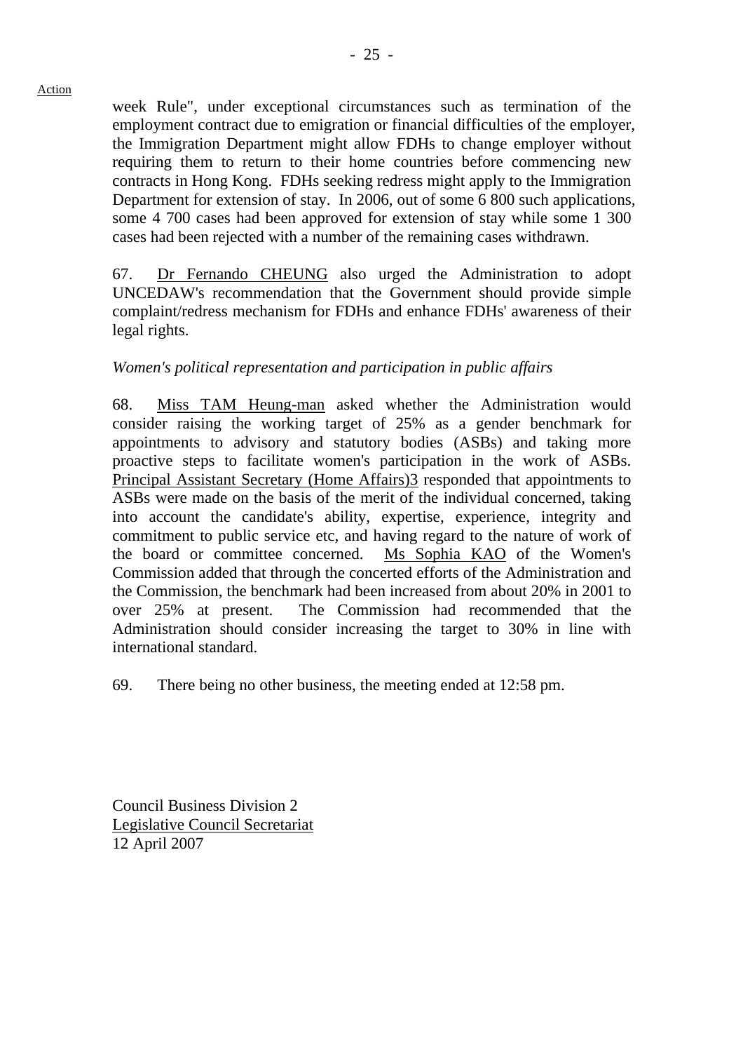Action

week Rule", under exceptional circumstances such as termination of the employment contract due to emigration or financial difficulties of the employer, the Immigration Department might allow FDHs to change employer without requiring them to return to their home countries before commencing new contracts in Hong Kong. FDHs seeking redress might apply to the Immigration Department for extension of stay. In 2006, out of some 6 800 such applications, some 4 700 cases had been approved for extension of stay while some 1 300 cases had been rejected with a number of the remaining cases withdrawn.

67. Dr Fernando CHEUNG also urged the Administration to adopt UNCEDAW's recommendation that the Government should provide simple complaint/redress mechanism for FDHs and enhance FDHs' awareness of their legal rights.

*Women's political representation and participation in public affairs*

68. Miss TAM Heung-man asked whether the Administration would consider raising the working target of 25% as a gender benchmark for appointments to advisory and statutory bodies (ASBs) and taking more proactive steps to facilitate women's participation in the work of ASBs. Principal Assistant Secretary (Home Affairs)3 responded that appointments to ASBs were made on the basis of the merit of the individual concerned, taking into account the candidate's ability, expertise, experience, integrity and commitment to public service etc, and having regard to the nature of work of the board or committee concerned. Ms Sophia KAO of the Women's Commission added that through the concerted efforts of the Administration and the Commission, the benchmark had been increased from about 20% in 2001 to over 25% at present. The Commission had recommended that the Administration should consider increasing the target to 30% in line with international standard.

69. There being no other business, the meeting ended at 12:58 pm.

Council Business Division 2
Legislative Council Secretariat
12 April 2007